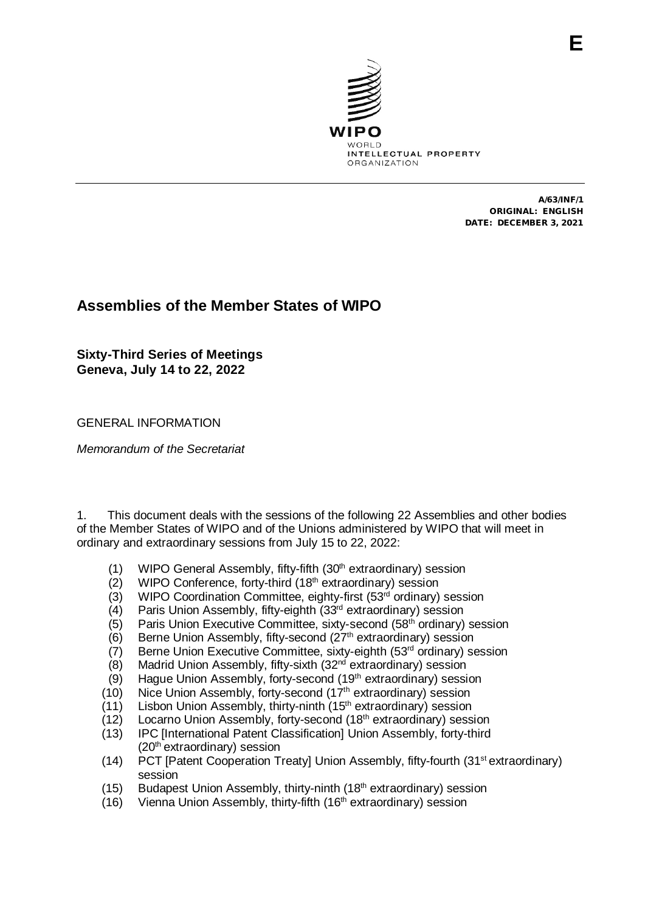E

WIPO
WORLD
INTELLECTUAL PROPERTY
ORGANIZATION

**A/63/INF/1**
**ORIGINAL: ENGLISH**
**DATE: DECEMBER 3, 2021**

# Assemblies of the Member States of WIPO

**Sixty-Third Series of Meetings**
**Geneva, July 14 to 22, 2022**

GENERAL INFORMATION

*Memorandum of the Secretariat*

1. This document deals with the sessions of the following 22 Assemblies and other bodies of the Member States of WIPO and of the Unions administered by WIPO that will meet in ordinary and extraordinary sessions from July 15 to 22, 2022:

(1) WIPO General Assembly, fifty-fifth (30th extraordinary) session
(2) WIPO Conference, forty-third (18th extraordinary) session
(3) WIPO Coordination Committee, eighty-first (53rd ordinary) session
(4) Paris Union Assembly, fifty-eighth (33rd extraordinary) session
(5) Paris Union Executive Committee, sixty-second (58th ordinary) session
(6) Berne Union Assembly, fifty-second (27th extraordinary) session
(7) Berne Union Executive Committee, sixty-eighth (53rd ordinary) session
(8) Madrid Union Assembly, fifty-sixth (32nd extraordinary) session
(9) Hague Union Assembly, forty-second (19th extraordinary) session
(10) Nice Union Assembly, forty-second (17th extraordinary) session
(11) Lisbon Union Assembly, thirty-ninth (15th extraordinary) session
(12) Locarno Union Assembly, forty-second (18th extraordinary) session
(13) IPC [International Patent Classification] Union Assembly, forty-third (20th extraordinary) session
(14) PCT [Patent Cooperation Treaty] Union Assembly, fifty-fourth (31st extraordinary) session
(15) Budapest Union Assembly, thirty-ninth (18th extraordinary) session
(16) Vienna Union Assembly, thirty-fifth (16th extraordinary) session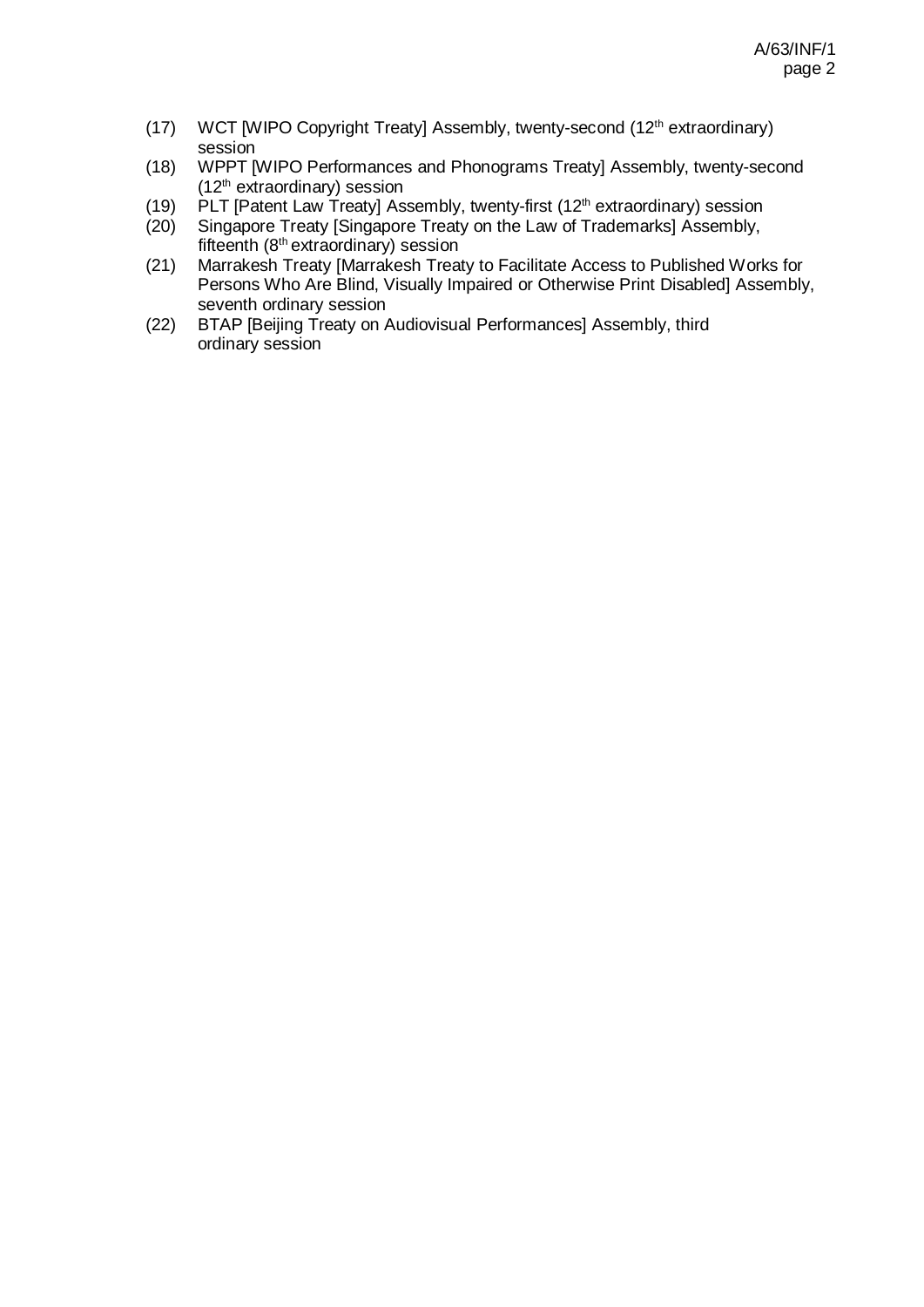(17) WCT [WIPO Copyright Treaty] Assembly, twenty-second (12th extraordinary) session

(18) WPPT [WIPO Performances and Phonograms Treaty] Assembly, twenty-second (12th extraordinary) session

(19) PLT [Patent Law Treaty] Assembly, twenty-first (12th extraordinary) session

(20) Singapore Treaty [Singapore Treaty on the Law of Trademarks] Assembly, fifteenth (8th extraordinary) session

(21) Marrakesh Treaty [Marrakesh Treaty to Facilitate Access to Published Works for Persons Who Are Blind, Visually Impaired or Otherwise Print Disabled] Assembly, seventh ordinary session

(22) BTAP [Beijing Treaty on Audiovisual Performances] Assembly, third ordinary session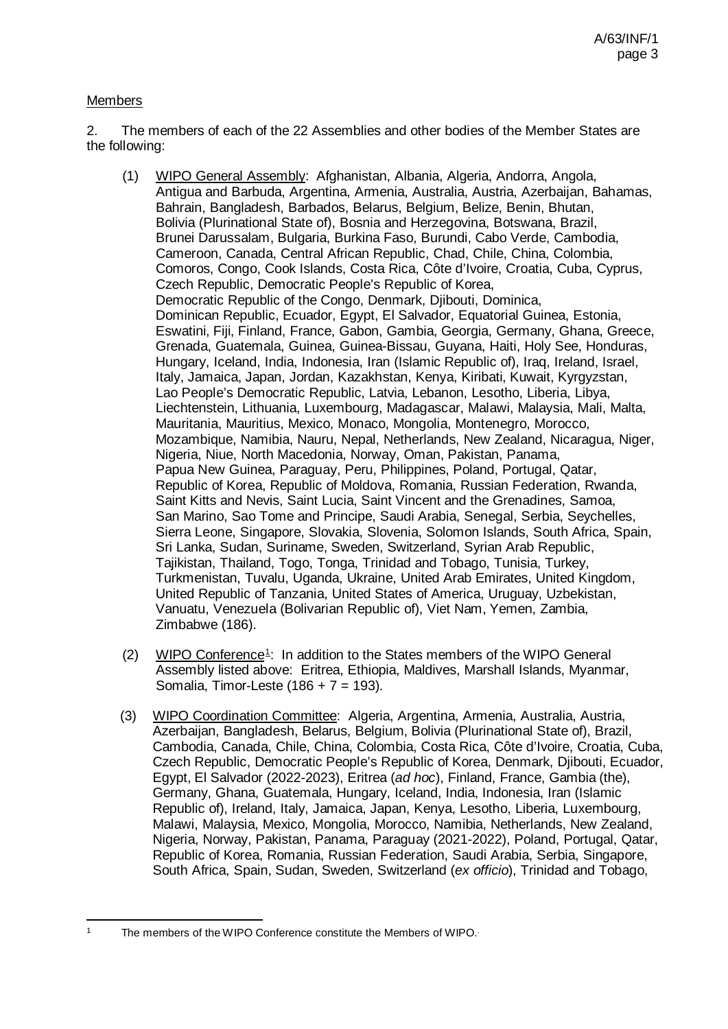Members

2. The members of each of the 22 Assemblies and other bodies of the Member States are the following:

(1) WIPO General Assembly: Afghanistan, Albania, Algeria, Andorra, Angola, Antigua and Barbuda, Argentina, Armenia, Australia, Austria, Azerbaijan, Bahamas, Bahrain, Bangladesh, Barbados, Belarus, Belgium, Belize, Benin, Bhutan, Bolivia (Plurinational State of), Bosnia and Herzegovina, Botswana, Brazil, Brunei Darussalam, Bulgaria, Burkina Faso, Burundi, Cabo Verde, Cambodia, Cameroon, Canada, Central African Republic, Chad, Chile, China, Colombia, Comoros, Congo, Cook Islands, Costa Rica, Côte d'Ivoire, Croatia, Cuba, Cyprus, Czech Republic, Democratic People's Republic of Korea, Democratic Republic of the Congo, Denmark, Djibouti, Dominica, Dominican Republic, Ecuador, Egypt, El Salvador, Equatorial Guinea, Estonia, Eswatini, Fiji, Finland, France, Gabon, Gambia, Georgia, Germany, Ghana, Greece, Grenada, Guatemala, Guinea, Guinea-Bissau, Guyana, Haiti, Holy See, Honduras, Hungary, Iceland, India, Indonesia, Iran (Islamic Republic of), Iraq, Ireland, Israel, Italy, Jamaica, Japan, Jordan, Kazakhstan, Kenya, Kiribati, Kuwait, Kyrgyzstan, Lao People's Democratic Republic, Latvia, Lebanon, Lesotho, Liberia, Libya, Liechtenstein, Lithuania, Luxembourg, Madagascar, Malawi, Malaysia, Mali, Malta, Mauritania, Mauritius, Mexico, Monaco, Mongolia, Montenegro, Morocco, Mozambique, Namibia, Nauru, Nepal, Netherlands, New Zealand, Nicaragua, Niger, Nigeria, Niue, North Macedonia, Norway, Oman, Pakistan, Panama, Papua New Guinea, Paraguay, Peru, Philippines, Poland, Portugal, Qatar, Republic of Korea, Republic of Moldova, Romania, Russian Federation, Rwanda, Saint Kitts and Nevis, Saint Lucia, Saint Vincent and the Grenadines, Samoa, San Marino, Sao Tome and Principe, Saudi Arabia, Senegal, Serbia, Seychelles, Sierra Leone, Singapore, Slovakia, Slovenia, Solomon Islands, South Africa, Spain, Sri Lanka, Sudan, Suriname, Sweden, Switzerland, Syrian Arab Republic, Tajikistan, Thailand, Togo, Tonga, Trinidad and Tobago, Tunisia, Turkey, Turkmenistan, Tuvalu, Uganda, Ukraine, United Arab Emirates, United Kingdom, United Republic of Tanzania, United States of America, Uruguay, Uzbekistan, Vanuatu, Venezuela (Bolivarian Republic of), Viet Nam, Yemen, Zambia, Zimbabwe (186).

(2) WIPO Conference[1]: In addition to the States members of the WIPO General Assembly listed above: Eritrea, Ethiopia, Maldives, Marshall Islands, Myanmar, Somalia, Timor-Leste (186 + 7 = 193).

(3) WIPO Coordination Committee: Algeria, Argentina, Armenia, Australia, Austria, Azerbaijan, Bangladesh, Belarus, Belgium, Bolivia (Plurinational State of), Brazil, Cambodia, Canada, Chile, China, Colombia, Costa Rica, Côte d'Ivoire, Croatia, Cuba, Czech Republic, Democratic People's Republic of Korea, Denmark, Djibouti, Ecuador, Egypt, El Salvador (2022-2023), Eritrea (*ad hoc*), Finland, France, Gambia (the), Germany, Ghana, Guatemala, Hungary, Iceland, India, Indonesia, Iran (Islamic Republic of), Ireland, Italy, Jamaica, Japan, Kenya, Lesotho, Liberia, Luxembourg, Malawi, Malaysia, Mexico, Mongolia, Morocco, Namibia, Netherlands, New Zealand, Nigeria, Norway, Pakistan, Panama, Paraguay (2021-2022), Poland, Portugal, Qatar, Republic of Korea, Romania, Russian Federation, Saudi Arabia, Serbia, Singapore, South Africa, Spain, Sudan, Sweden, Switzerland (*ex officio*), Trinidad and Tobago,

[1] The members of the WIPO Conference constitute the Members of WIPO.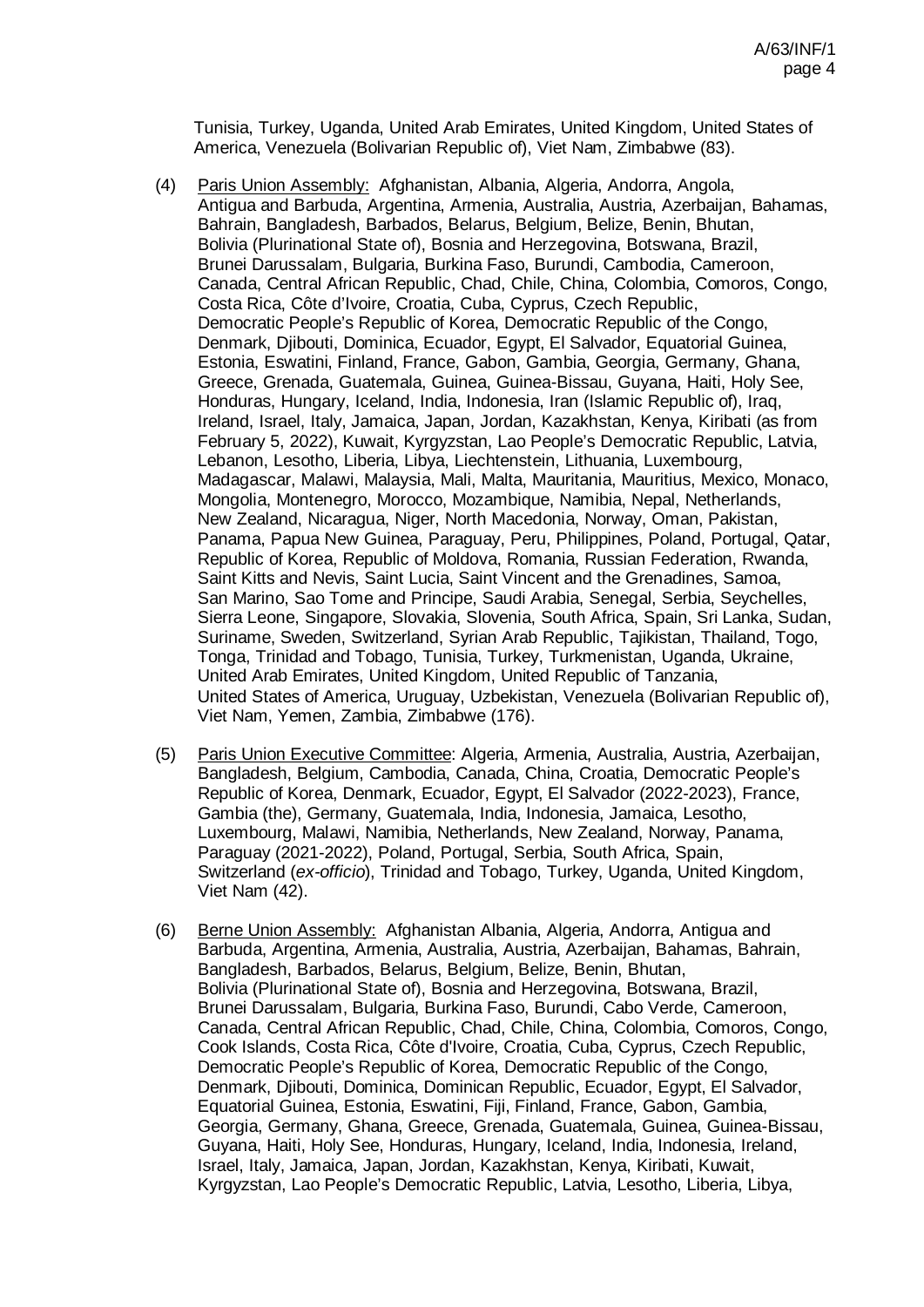Tunisia, Turkey, Uganda, United Arab Emirates, United Kingdom, United States of America, Venezuela (Bolivarian Republic of), Viet Nam, Zimbabwe (83).

(4) Paris Union Assembly: Afghanistan, Albania, Algeria, Andorra, Angola, Antigua and Barbuda, Argentina, Armenia, Australia, Austria, Azerbaijan, Bahamas, Bahrain, Bangladesh, Barbados, Belarus, Belgium, Belize, Benin, Bhutan, Bolivia (Plurinational State of), Bosnia and Herzegovina, Botswana, Brazil, Brunei Darussalam, Bulgaria, Burkina Faso, Burundi, Cambodia, Cameroon, Canada, Central African Republic, Chad, Chile, China, Colombia, Comoros, Congo, Costa Rica, Côte d'Ivoire, Croatia, Cuba, Cyprus, Czech Republic, Democratic People's Republic of Korea, Democratic Republic of the Congo, Denmark, Djibouti, Dominica, Ecuador, Egypt, El Salvador, Equatorial Guinea, Estonia, Eswatini, Finland, France, Gabon, Gambia, Georgia, Germany, Ghana, Greece, Grenada, Guatemala, Guinea, Guinea-Bissau, Guyana, Haiti, Holy See, Honduras, Hungary, Iceland, India, Indonesia, Iran (Islamic Republic of), Iraq, Ireland, Israel, Italy, Jamaica, Japan, Jordan, Kazakhstan, Kenya, Kiribati (as from February 5, 2022), Kuwait, Kyrgyzstan, Lao People's Democratic Republic, Latvia, Lebanon, Lesotho, Liberia, Libya, Liechtenstein, Lithuania, Luxembourg, Madagascar, Malawi, Malaysia, Mali, Malta, Mauritania, Mauritius, Mexico, Monaco, Mongolia, Montenegro, Morocco, Mozambique, Namibia, Nepal, Netherlands, New Zealand, Nicaragua, Niger, North Macedonia, Norway, Oman, Pakistan, Panama, Papua New Guinea, Paraguay, Peru, Philippines, Poland, Portugal, Qatar, Republic of Korea, Republic of Moldova, Romania, Russian Federation, Rwanda, Saint Kitts and Nevis, Saint Lucia, Saint Vincent and the Grenadines, Samoa, San Marino, Sao Tome and Principe, Saudi Arabia, Senegal, Serbia, Seychelles, Sierra Leone, Singapore, Slovakia, Slovenia, South Africa, Spain, Sri Lanka, Sudan, Suriname, Sweden, Switzerland, Syrian Arab Republic, Tajikistan, Thailand, Togo, Tonga, Trinidad and Tobago, Tunisia, Turkey, Turkmenistan, Uganda, Ukraine, United Arab Emirates, United Kingdom, United Republic of Tanzania, United States of America, Uruguay, Uzbekistan, Venezuela (Bolivarian Republic of), Viet Nam, Yemen, Zambia, Zimbabwe (176).

(5) Paris Union Executive Committee: Algeria, Armenia, Australia, Austria, Azerbaijan, Bangladesh, Belgium, Cambodia, Canada, China, Croatia, Democratic People's Republic of Korea, Denmark, Ecuador, Egypt, El Salvador (2022-2023), France, Gambia (the), Germany, Guatemala, India, Indonesia, Jamaica, Lesotho, Luxembourg, Malawi, Namibia, Netherlands, New Zealand, Norway, Panama, Paraguay (2021-2022), Poland, Portugal, Serbia, South Africa, Spain, Switzerland (*ex-officio*), Trinidad and Tobago, Turkey, Uganda, United Kingdom, Viet Nam (42).

(6) Berne Union Assembly: Afghanistan Albania, Algeria, Andorra, Antigua and Barbuda, Argentina, Armenia, Australia, Austria, Azerbaijan, Bahamas, Bahrain, Bangladesh, Barbados, Belarus, Belgium, Belize, Benin, Bhutan, Bolivia (Plurinational State of), Bosnia and Herzegovina, Botswana, Brazil, Brunei Darussalam, Bulgaria, Burkina Faso, Burundi, Cabo Verde, Cameroon, Canada, Central African Republic, Chad, Chile, China, Colombia, Comoros, Congo, Cook Islands, Costa Rica, Côte d'Ivoire, Croatia, Cuba, Cyprus, Czech Republic, Democratic People's Republic of Korea, Democratic Republic of the Congo, Denmark, Djibouti, Dominica, Dominican Republic, Ecuador, Egypt, El Salvador, Equatorial Guinea, Estonia, Eswatini, Fiji, Finland, France, Gabon, Gambia, Georgia, Germany, Ghana, Greece, Grenada, Guatemala, Guinea, Guinea-Bissau, Guyana, Haiti, Holy See, Honduras, Hungary, Iceland, India, Indonesia, Ireland, Israel, Italy, Jamaica, Japan, Jordan, Kazakhstan, Kenya, Kiribati, Kuwait, Kyrgyzstan, Lao People's Democratic Republic, Latvia, Lesotho, Liberia, Libya,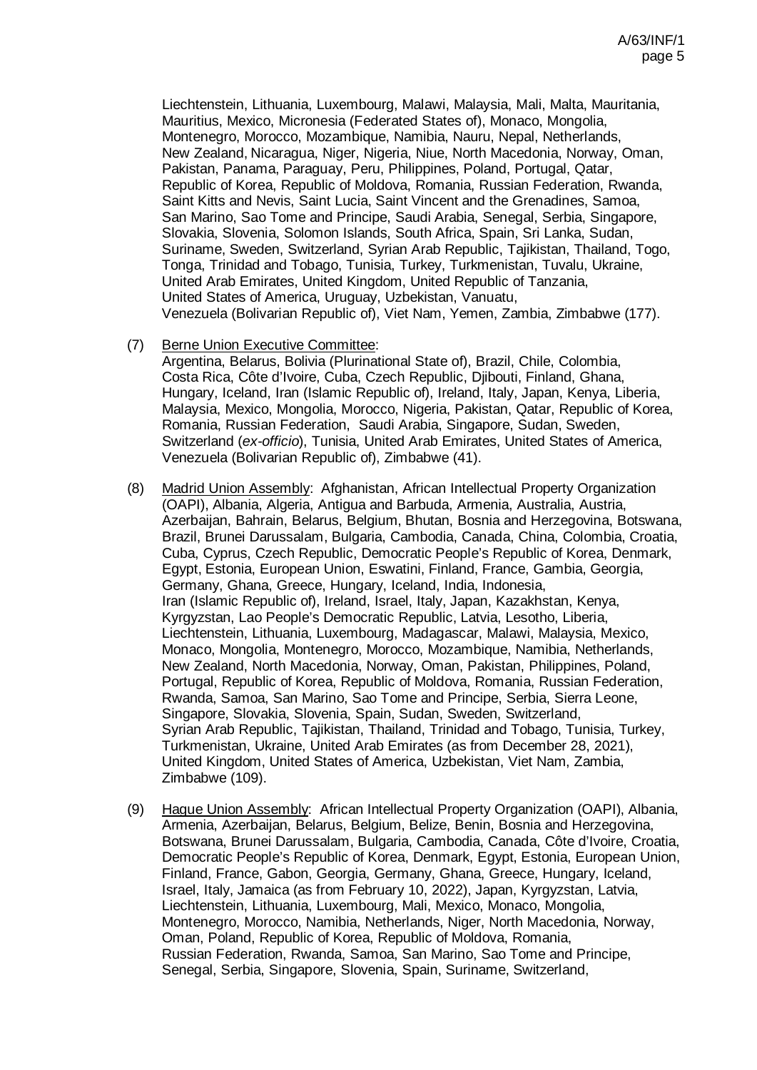Liechtenstein, Lithuania, Luxembourg, Malawi, Malaysia, Mali, Malta, Mauritania, Mauritius, Mexico, Micronesia (Federated States of), Monaco, Mongolia, Montenegro, Morocco, Mozambique, Namibia, Nauru, Nepal, Netherlands, New Zealand, Nicaragua, Niger, Nigeria, Niue, North Macedonia, Norway, Oman, Pakistan, Panama, Paraguay, Peru, Philippines, Poland, Portugal, Qatar, Republic of Korea, Republic of Moldova, Romania, Russian Federation, Rwanda, Saint Kitts and Nevis, Saint Lucia, Saint Vincent and the Grenadines, Samoa, San Marino, Sao Tome and Principe, Saudi Arabia, Senegal, Serbia, Singapore, Slovakia, Slovenia, Solomon Islands, South Africa, Spain, Sri Lanka, Sudan, Suriname, Sweden, Switzerland, Syrian Arab Republic, Tajikistan, Thailand, Togo, Tonga, Trinidad and Tobago, Tunisia, Turkey, Turkmenistan, Tuvalu, Ukraine, United Arab Emirates, United Kingdom, United Republic of Tanzania, United States of America, Uruguay, Uzbekistan, Vanuatu, Venezuela (Bolivarian Republic of), Viet Nam, Yemen, Zambia, Zimbabwe (177).

(7) Berne Union Executive Committee: Argentina, Belarus, Bolivia (Plurinational State of), Brazil, Chile, Colombia, Costa Rica, Côte d'Ivoire, Cuba, Czech Republic, Djibouti, Finland, Ghana, Hungary, Iceland, Iran (Islamic Republic of), Ireland, Italy, Japan, Kenya, Liberia, Malaysia, Mexico, Mongolia, Morocco, Nigeria, Pakistan, Qatar, Republic of Korea, Romania, Russian Federation, Saudi Arabia, Singapore, Sudan, Sweden, Switzerland (*ex-officio*), Tunisia, United Arab Emirates, United States of America, Venezuela (Bolivarian Republic of), Zimbabwe (41).

(8) Madrid Union Assembly: Afghanistan, African Intellectual Property Organization (OAPI), Albania, Algeria, Antigua and Barbuda, Armenia, Australia, Austria, Azerbaijan, Bahrain, Belarus, Belgium, Bhutan, Bosnia and Herzegovina, Botswana, Brazil, Brunei Darussalam, Bulgaria, Cambodia, Canada, China, Colombia, Croatia, Cuba, Cyprus, Czech Republic, Democratic People's Republic of Korea, Denmark, Egypt, Estonia, European Union, Eswatini, Finland, France, Gambia, Georgia, Germany, Ghana, Greece, Hungary, Iceland, India, Indonesia, Iran (Islamic Republic of), Ireland, Israel, Italy, Japan, Kazakhstan, Kenya, Kyrgyzstan, Lao People's Democratic Republic, Latvia, Lesotho, Liberia, Liechtenstein, Lithuania, Luxembourg, Madagascar, Malawi, Malaysia, Mexico, Monaco, Mongolia, Montenegro, Morocco, Mozambique, Namibia, Netherlands, New Zealand, North Macedonia, Norway, Oman, Pakistan, Philippines, Poland, Portugal, Republic of Korea, Republic of Moldova, Romania, Russian Federation, Rwanda, Samoa, San Marino, Sao Tome and Principe, Serbia, Sierra Leone, Singapore, Slovakia, Slovenia, Spain, Sudan, Sweden, Switzerland, Syrian Arab Republic, Tajikistan, Thailand, Trinidad and Tobago, Tunisia, Turkey, Turkmenistan, Ukraine, United Arab Emirates (as from December 28, 2021), United Kingdom, United States of America, Uzbekistan, Viet Nam, Zambia, Zimbabwe (109).

(9) Hague Union Assembly: African Intellectual Property Organization (OAPI), Albania, Armenia, Azerbaijan, Belarus, Belgium, Belize, Benin, Bosnia and Herzegovina, Botswana, Brunei Darussalam, Bulgaria, Cambodia, Canada, Côte d'Ivoire, Croatia, Democratic People's Republic of Korea, Denmark, Egypt, Estonia, European Union, Finland, France, Gabon, Georgia, Germany, Ghana, Greece, Hungary, Iceland, Israel, Italy, Jamaica (as from February 10, 2022), Japan, Kyrgyzstan, Latvia, Liechtenstein, Lithuania, Luxembourg, Mali, Mexico, Monaco, Mongolia, Montenegro, Morocco, Namibia, Netherlands, Niger, North Macedonia, Norway, Oman, Poland, Republic of Korea, Republic of Moldova, Romania, Russian Federation, Rwanda, Samoa, San Marino, Sao Tome and Principe, Senegal, Serbia, Singapore, Slovenia, Spain, Suriname, Switzerland,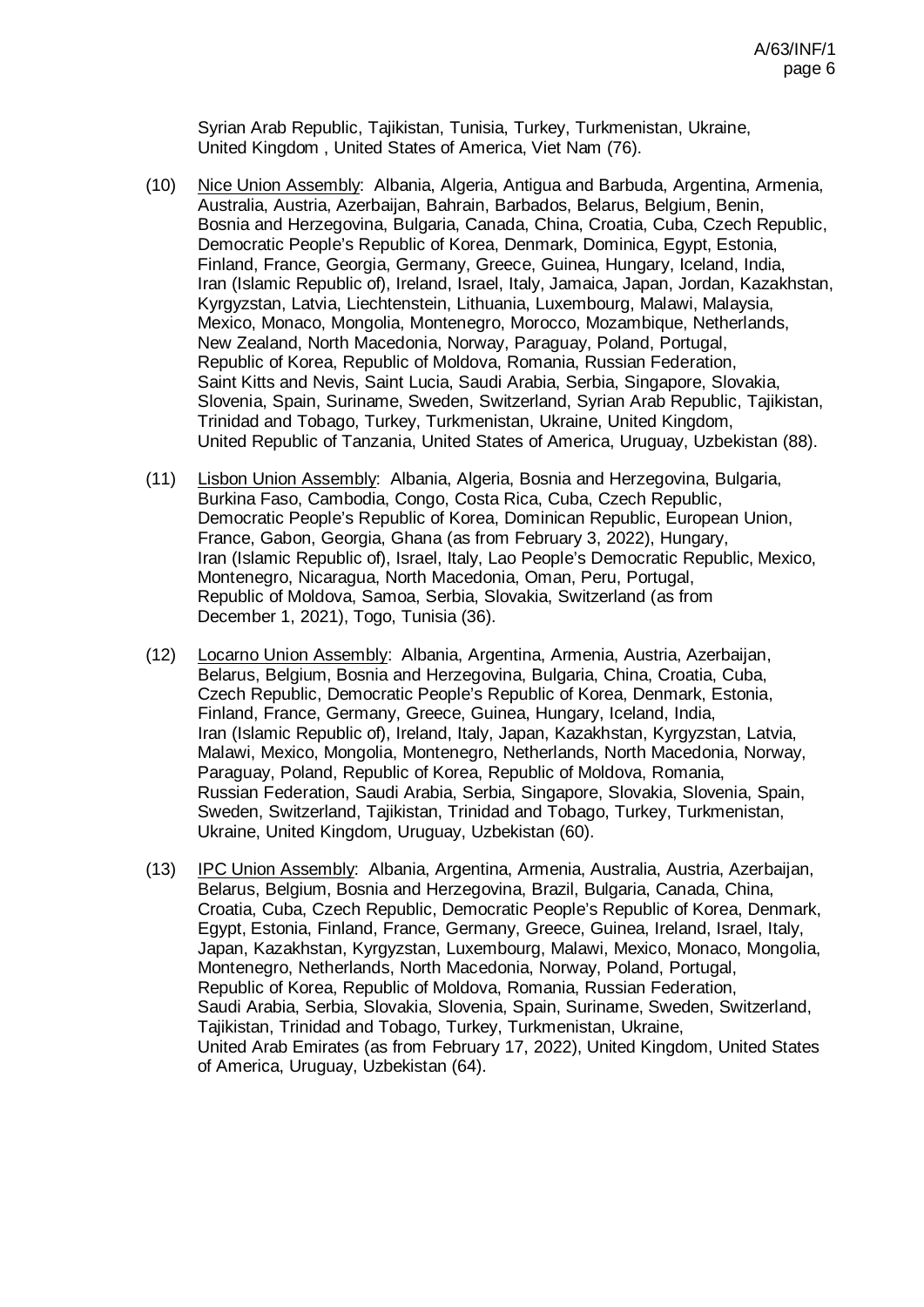Syrian Arab Republic, Tajikistan, Tunisia, Turkey, Turkmenistan, Ukraine, United Kingdom , United States of America, Viet Nam (76).

(10) Nice Union Assembly: Albania, Algeria, Antigua and Barbuda, Argentina, Armenia, Australia, Austria, Azerbaijan, Bahrain, Barbados, Belarus, Belgium, Benin, Bosnia and Herzegovina, Bulgaria, Canada, China, Croatia, Cuba, Czech Republic, Democratic People's Republic of Korea, Denmark, Dominica, Egypt, Estonia, Finland, France, Georgia, Germany, Greece, Guinea, Hungary, Iceland, India, Iran (Islamic Republic of), Ireland, Israel, Italy, Jamaica, Japan, Jordan, Kazakhstan, Kyrgyzstan, Latvia, Liechtenstein, Lithuania, Luxembourg, Malawi, Malaysia, Mexico, Monaco, Mongolia, Montenegro, Morocco, Mozambique, Netherlands, New Zealand, North Macedonia, Norway, Paraguay, Poland, Portugal, Republic of Korea, Republic of Moldova, Romania, Russian Federation, Saint Kitts and Nevis, Saint Lucia, Saudi Arabia, Serbia, Singapore, Slovakia, Slovenia, Spain, Suriname, Sweden, Switzerland, Syrian Arab Republic, Tajikistan, Trinidad and Tobago, Turkey, Turkmenistan, Ukraine, United Kingdom, United Republic of Tanzania, United States of America, Uruguay, Uzbekistan (88).

(11) Lisbon Union Assembly: Albania, Algeria, Bosnia and Herzegovina, Bulgaria, Burkina Faso, Cambodia, Congo, Costa Rica, Cuba, Czech Republic, Democratic People's Republic of Korea, Dominican Republic, European Union, France, Gabon, Georgia, Ghana (as from February 3, 2022), Hungary, Iran (Islamic Republic of), Israel, Italy, Lao People's Democratic Republic, Mexico, Montenegro, Nicaragua, North Macedonia, Oman, Peru, Portugal, Republic of Moldova, Samoa, Serbia, Slovakia, Switzerland (as from December 1, 2021), Togo, Tunisia (36).

(12) Locarno Union Assembly: Albania, Argentina, Armenia, Austria, Azerbaijan, Belarus, Belgium, Bosnia and Herzegovina, Bulgaria, China, Croatia, Cuba, Czech Republic, Democratic People's Republic of Korea, Denmark, Estonia, Finland, France, Germany, Greece, Guinea, Hungary, Iceland, India, Iran (Islamic Republic of), Ireland, Italy, Japan, Kazakhstan, Kyrgyzstan, Latvia, Malawi, Mexico, Mongolia, Montenegro, Netherlands, North Macedonia, Norway, Paraguay, Poland, Republic of Korea, Republic of Moldova, Romania, Russian Federation, Saudi Arabia, Serbia, Singapore, Slovakia, Slovenia, Spain, Sweden, Switzerland, Tajikistan, Trinidad and Tobago, Turkey, Turkmenistan, Ukraine, United Kingdom, Uruguay, Uzbekistan (60).

(13) IPC Union Assembly: Albania, Argentina, Armenia, Australia, Austria, Azerbaijan, Belarus, Belgium, Bosnia and Herzegovina, Brazil, Bulgaria, Canada, China, Croatia, Cuba, Czech Republic, Democratic People's Republic of Korea, Denmark, Egypt, Estonia, Finland, France, Germany, Greece, Guinea, Ireland, Israel, Italy, Japan, Kazakhstan, Kyrgyzstan, Luxembourg, Malawi, Mexico, Monaco, Mongolia, Montenegro, Netherlands, North Macedonia, Norway, Poland, Portugal, Republic of Korea, Republic of Moldova, Romania, Russian Federation, Saudi Arabia, Serbia, Slovakia, Slovenia, Spain, Suriname, Sweden, Switzerland, Tajikistan, Trinidad and Tobago, Turkey, Turkmenistan, Ukraine, United Arab Emirates (as from February 17, 2022), United Kingdom, United States of America, Uruguay, Uzbekistan (64).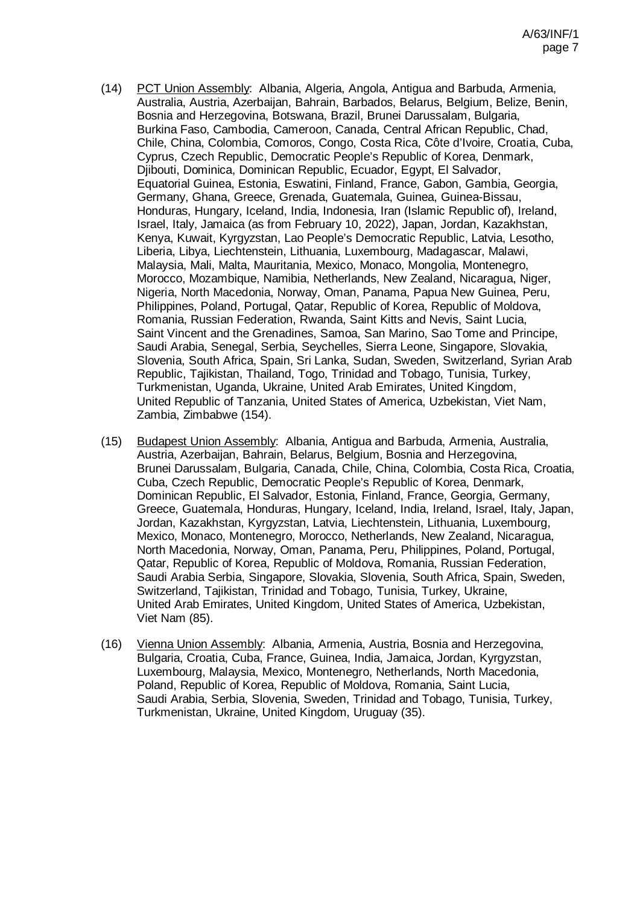(14) PCT Union Assembly: Albania, Algeria, Angola, Antigua and Barbuda, Armenia, Australia, Austria, Azerbaijan, Bahrain, Barbados, Belarus, Belgium, Belize, Benin, Bosnia and Herzegovina, Botswana, Brazil, Brunei Darussalam, Bulgaria, Burkina Faso, Cambodia, Cameroon, Canada, Central African Republic, Chad, Chile, China, Colombia, Comoros, Congo, Costa Rica, Côte d'Ivoire, Croatia, Cuba, Cyprus, Czech Republic, Democratic People's Republic of Korea, Denmark, Djibouti, Dominica, Dominican Republic, Ecuador, Egypt, El Salvador, Equatorial Guinea, Estonia, Eswatini, Finland, France, Gabon, Gambia, Georgia, Germany, Ghana, Greece, Grenada, Guatemala, Guinea, Guinea-Bissau, Honduras, Hungary, Iceland, India, Indonesia, Iran (Islamic Republic of), Ireland, Israel, Italy, Jamaica (as from February 10, 2022), Japan, Jordan, Kazakhstan, Kenya, Kuwait, Kyrgyzstan, Lao People's Democratic Republic, Latvia, Lesotho, Liberia, Libya, Liechtenstein, Lithuania, Luxembourg, Madagascar, Malawi, Malaysia, Mali, Malta, Mauritania, Mexico, Monaco, Mongolia, Montenegro, Morocco, Mozambique, Namibia, Netherlands, New Zealand, Nicaragua, Niger, Nigeria, North Macedonia, Norway, Oman, Panama, Papua New Guinea, Peru, Philippines, Poland, Portugal, Qatar, Republic of Korea, Republic of Moldova, Romania, Russian Federation, Rwanda, Saint Kitts and Nevis, Saint Lucia, Saint Vincent and the Grenadines, Samoa, San Marino, Sao Tome and Principe, Saudi Arabia, Senegal, Serbia, Seychelles, Sierra Leone, Singapore, Slovakia, Slovenia, South Africa, Spain, Sri Lanka, Sudan, Sweden, Switzerland, Syrian Arab Republic, Tajikistan, Thailand, Togo, Trinidad and Tobago, Tunisia, Turkey, Turkmenistan, Uganda, Ukraine, United Arab Emirates, United Kingdom, United Republic of Tanzania, United States of America, Uzbekistan, Viet Nam, Zambia, Zimbabwe (154).

(15) Budapest Union Assembly: Albania, Antigua and Barbuda, Armenia, Australia, Austria, Azerbaijan, Bahrain, Belarus, Belgium, Bosnia and Herzegovina, Brunei Darussalam, Bulgaria, Canada, Chile, China, Colombia, Costa Rica, Croatia, Cuba, Czech Republic, Democratic People's Republic of Korea, Denmark, Dominican Republic, El Salvador, Estonia, Finland, France, Georgia, Germany, Greece, Guatemala, Honduras, Hungary, Iceland, India, Ireland, Israel, Italy, Japan, Jordan, Kazakhstan, Kyrgyzstan, Latvia, Liechtenstein, Lithuania, Luxembourg, Mexico, Monaco, Montenegro, Morocco, Netherlands, New Zealand, Nicaragua, North Macedonia, Norway, Oman, Panama, Peru, Philippines, Poland, Portugal, Qatar, Republic of Korea, Republic of Moldova, Romania, Russian Federation, Saudi Arabia Serbia, Singapore, Slovakia, Slovenia, South Africa, Spain, Sweden, Switzerland, Tajikistan, Trinidad and Tobago, Tunisia, Turkey, Ukraine, United Arab Emirates, United Kingdom, United States of America, Uzbekistan, Viet Nam (85).

(16) Vienna Union Assembly: Albania, Armenia, Austria, Bosnia and Herzegovina, Bulgaria, Croatia, Cuba, France, Guinea, India, Jamaica, Jordan, Kyrgyzstan, Luxembourg, Malaysia, Mexico, Montenegro, Netherlands, North Macedonia, Poland, Republic of Korea, Republic of Moldova, Romania, Saint Lucia, Saudi Arabia, Serbia, Slovenia, Sweden, Trinidad and Tobago, Tunisia, Turkey, Turkmenistan, Ukraine, United Kingdom, Uruguay (35).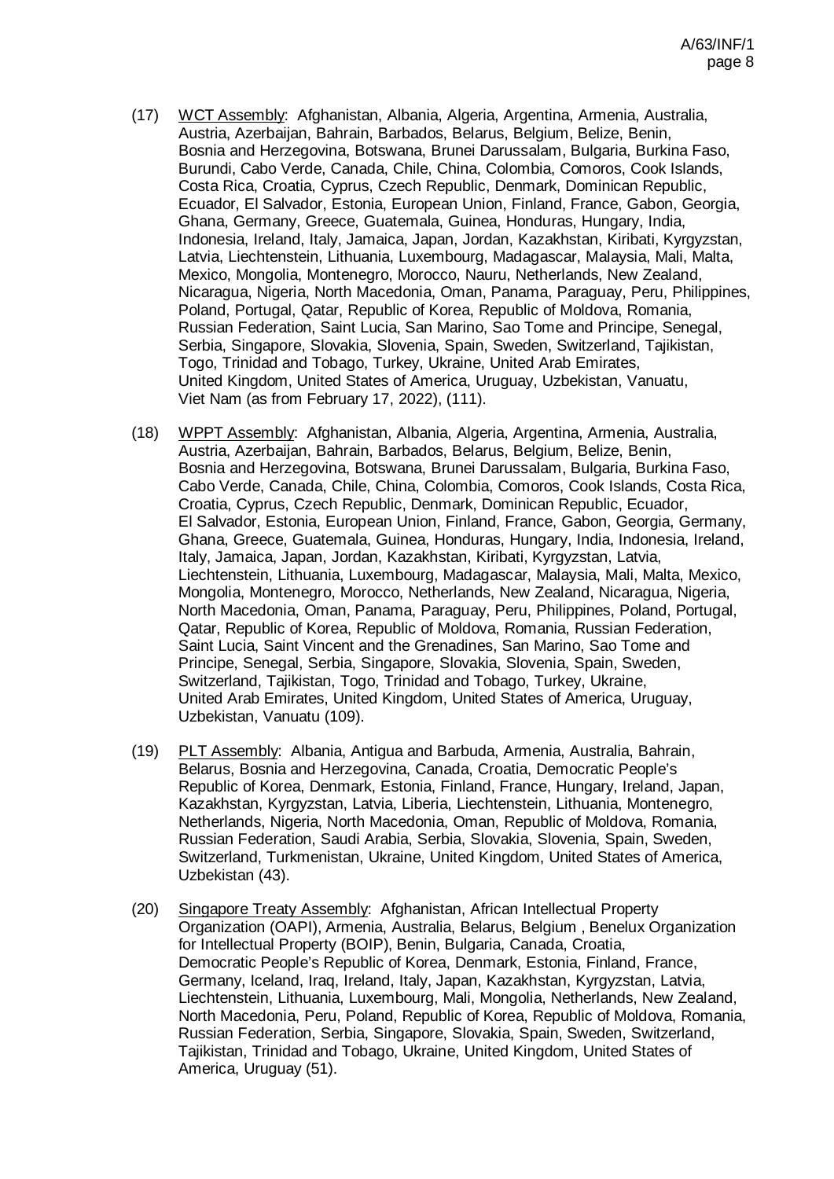(17) WCT Assembly: Afghanistan, Albania, Algeria, Argentina, Armenia, Australia, Austria, Azerbaijan, Bahrain, Barbados, Belarus, Belgium, Belize, Benin, Bosnia and Herzegovina, Botswana, Brunei Darussalam, Bulgaria, Burkina Faso, Burundi, Cabo Verde, Canada, Chile, China, Colombia, Comoros, Cook Islands, Costa Rica, Croatia, Cyprus, Czech Republic, Denmark, Dominican Republic, Ecuador, El Salvador, Estonia, European Union, Finland, France, Gabon, Georgia, Ghana, Germany, Greece, Guatemala, Guinea, Honduras, Hungary, India, Indonesia, Ireland, Italy, Jamaica, Japan, Jordan, Kazakhstan, Kiribati, Kyrgyzstan, Latvia, Liechtenstein, Lithuania, Luxembourg, Madagascar, Malaysia, Mali, Malta, Mexico, Mongolia, Montenegro, Morocco, Nauru, Netherlands, New Zealand, Nicaragua, Nigeria, North Macedonia, Oman, Panama, Paraguay, Peru, Philippines, Poland, Portugal, Qatar, Republic of Korea, Republic of Moldova, Romania, Russian Federation, Saint Lucia, San Marino, Sao Tome and Principe, Senegal, Serbia, Singapore, Slovakia, Slovenia, Spain, Sweden, Switzerland, Tajikistan, Togo, Trinidad and Tobago, Turkey, Ukraine, United Arab Emirates, United Kingdom, United States of America, Uruguay, Uzbekistan, Vanuatu, Viet Nam (as from February 17, 2022), (111).

(18) WPPT Assembly: Afghanistan, Albania, Algeria, Argentina, Armenia, Australia, Austria, Azerbaijan, Bahrain, Barbados, Belarus, Belgium, Belize, Benin, Bosnia and Herzegovina, Botswana, Brunei Darussalam, Bulgaria, Burkina Faso, Cabo Verde, Canada, Chile, China, Colombia, Comoros, Cook Islands, Costa Rica, Croatia, Cyprus, Czech Republic, Denmark, Dominican Republic, Ecuador, El Salvador, Estonia, European Union, Finland, France, Gabon, Georgia, Germany, Ghana, Greece, Guatemala, Guinea, Honduras, Hungary, India, Indonesia, Ireland, Italy, Jamaica, Japan, Jordan, Kazakhstan, Kiribati, Kyrgyzstan, Latvia, Liechtenstein, Lithuania, Luxembourg, Madagascar, Malaysia, Mali, Malta, Mexico, Mongolia, Montenegro, Morocco, Netherlands, New Zealand, Nicaragua, Nigeria, North Macedonia, Oman, Panama, Paraguay, Peru, Philippines, Poland, Portugal, Qatar, Republic of Korea, Republic of Moldova, Romania, Russian Federation, Saint Lucia, Saint Vincent and the Grenadines, San Marino, Sao Tome and Principe, Senegal, Serbia, Singapore, Slovakia, Slovenia, Spain, Sweden, Switzerland, Tajikistan, Togo, Trinidad and Tobago, Turkey, Ukraine, United Arab Emirates, United Kingdom, United States of America, Uruguay, Uzbekistan, Vanuatu (109).

(19) PLT Assembly: Albania, Antigua and Barbuda, Armenia, Australia, Bahrain, Belarus, Bosnia and Herzegovina, Canada, Croatia, Democratic People's Republic of Korea, Denmark, Estonia, Finland, France, Hungary, Ireland, Japan, Kazakhstan, Kyrgyzstan, Latvia, Liberia, Liechtenstein, Lithuania, Montenegro, Netherlands, Nigeria, North Macedonia, Oman, Republic of Moldova, Romania, Russian Federation, Saudi Arabia, Serbia, Slovakia, Slovenia, Spain, Sweden, Switzerland, Turkmenistan, Ukraine, United Kingdom, United States of America, Uzbekistan (43).

(20) Singapore Treaty Assembly: Afghanistan, African Intellectual Property Organization (OAPI), Armenia, Australia, Belarus, Belgium , Benelux Organization for Intellectual Property (BOIP), Benin, Bulgaria, Canada, Croatia, Democratic People's Republic of Korea, Denmark, Estonia, Finland, France, Germany, Iceland, Iraq, Ireland, Italy, Japan, Kazakhstan, Kyrgyzstan, Latvia, Liechtenstein, Lithuania, Luxembourg, Mali, Mongolia, Netherlands, New Zealand, North Macedonia, Peru, Poland, Republic of Korea, Republic of Moldova, Romania, Russian Federation, Serbia, Singapore, Slovakia, Spain, Sweden, Switzerland, Tajikistan, Trinidad and Tobago, Ukraine, United Kingdom, United States of America, Uruguay (51).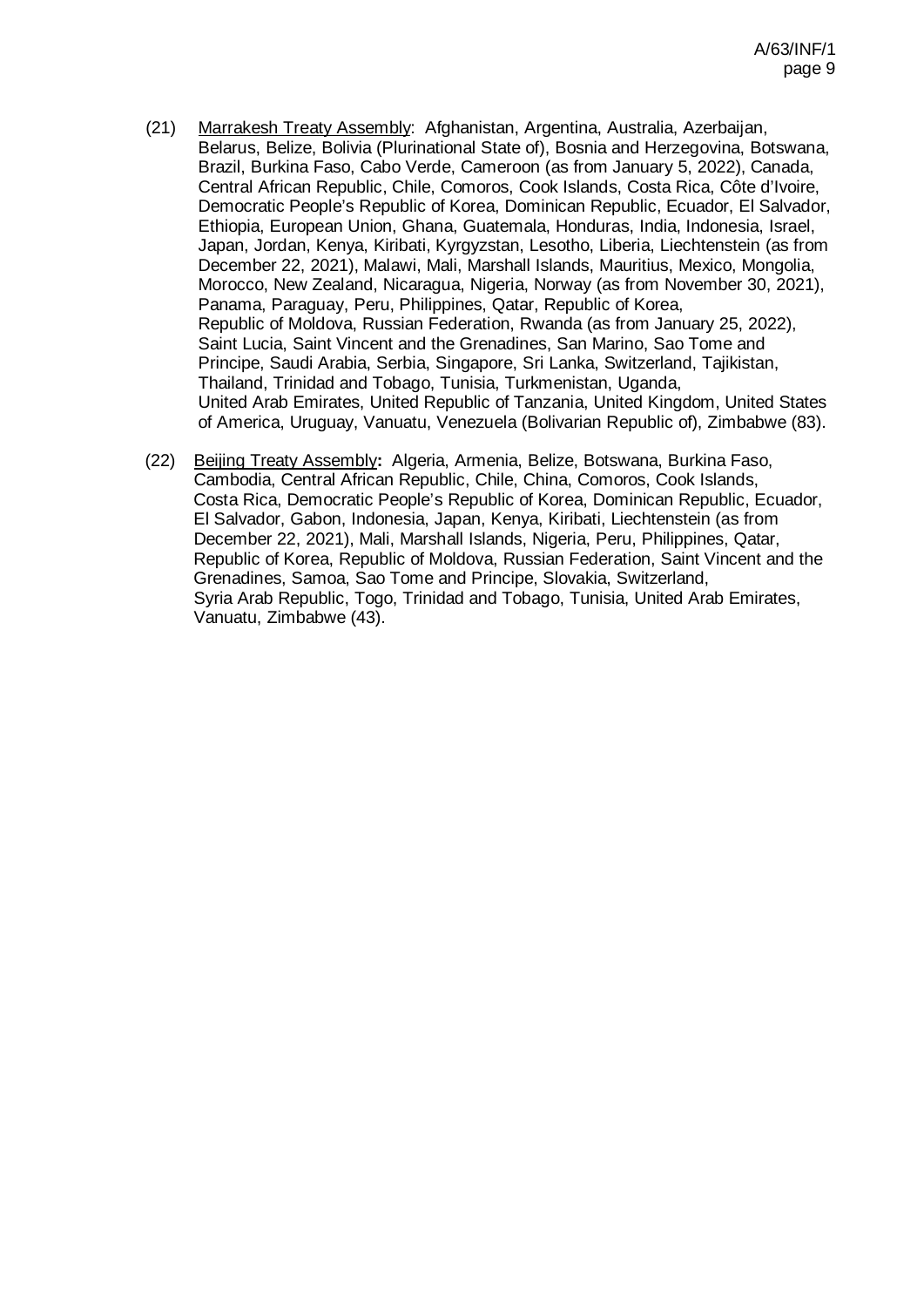(21) Marrakesh Treaty Assembly: Afghanistan, Argentina, Australia, Azerbaijan, Belarus, Belize, Bolivia (Plurinational State of), Bosnia and Herzegovina, Botswana, Brazil, Burkina Faso, Cabo Verde, Cameroon (as from January 5, 2022), Canada, Central African Republic, Chile, Comoros, Cook Islands, Costa Rica, Côte d'Ivoire, Democratic People's Republic of Korea, Dominican Republic, Ecuador, El Salvador, Ethiopia, European Union, Ghana, Guatemala, Honduras, India, Indonesia, Israel, Japan, Jordan, Kenya, Kiribati, Kyrgyzstan, Lesotho, Liberia, Liechtenstein (as from December 22, 2021), Malawi, Mali, Marshall Islands, Mauritius, Mexico, Mongolia, Morocco, New Zealand, Nicaragua, Nigeria, Norway (as from November 30, 2021), Panama, Paraguay, Peru, Philippines, Qatar, Republic of Korea, Republic of Moldova, Russian Federation, Rwanda (as from January 25, 2022), Saint Lucia, Saint Vincent and the Grenadines, San Marino, Sao Tome and Principe, Saudi Arabia, Serbia, Singapore, Sri Lanka, Switzerland, Tajikistan, Thailand, Trinidad and Tobago, Tunisia, Turkmenistan, Uganda, United Arab Emirates, United Republic of Tanzania, United Kingdom, United States of America, Uruguay, Vanuatu, Venezuela (Bolivarian Republic of), Zimbabwe (83).

(22) Beijing Treaty Assembly**:** Algeria, Armenia, Belize, Botswana, Burkina Faso, Cambodia, Central African Republic, Chile, China, Comoros, Cook Islands, Costa Rica, Democratic People's Republic of Korea, Dominican Republic, Ecuador, El Salvador, Gabon, Indonesia, Japan, Kenya, Kiribati, Liechtenstein (as from December 22, 2021), Mali, Marshall Islands, Nigeria, Peru, Philippines, Qatar, Republic of Korea, Republic of Moldova, Russian Federation, Saint Vincent and the Grenadines, Samoa, Sao Tome and Principe, Slovakia, Switzerland, Syria Arab Republic, Togo, Trinidad and Tobago, Tunisia, United Arab Emirates, Vanuatu, Zimbabwe (43).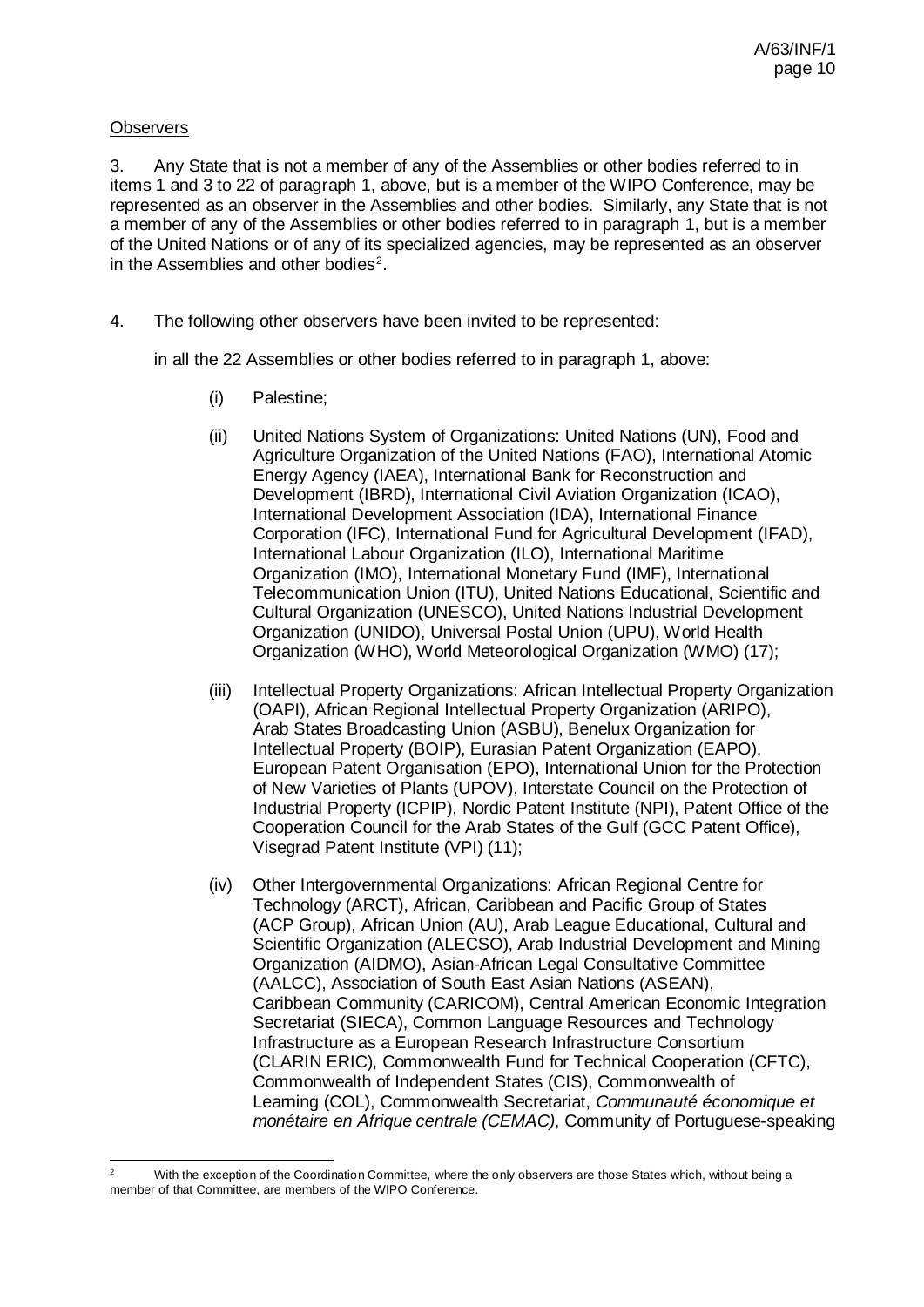Observers

3. Any State that is not a member of any of the Assemblies or other bodies referred to in items 1 and 3 to 22 of paragraph 1, above, but is a member of the WIPO Conference, may be represented as an observer in the Assemblies and other bodies. Similarly, any State that is not a member of any of the Assemblies or other bodies referred to in paragraph 1, but is a member of the United Nations or of any of its specialized agencies, may be represented as an observer in the Assemblies and other bodies[2].

4. The following other observers have been invited to be represented:

in all the 22 Assemblies or other bodies referred to in paragraph 1, above:

(i) Palestine;

(ii) United Nations System of Organizations: United Nations (UN), Food and Agriculture Organization of the United Nations (FAO), International Atomic Energy Agency (IAEA), International Bank for Reconstruction and Development (IBRD), International Civil Aviation Organization (ICAO), International Development Association (IDA), International Finance Corporation (IFC), International Fund for Agricultural Development (IFAD), International Labour Organization (ILO), International Maritime Organization (IMO), International Monetary Fund (IMF), International Telecommunication Union (ITU), United Nations Educational, Scientific and Cultural Organization (UNESCO), United Nations Industrial Development Organization (UNIDO), Universal Postal Union (UPU), World Health Organization (WHO), World Meteorological Organization (WMO) (17);

(iii) Intellectual Property Organizations: African Intellectual Property Organization (OAPI), African Regional Intellectual Property Organization (ARIPO), Arab States Broadcasting Union (ASBU), Benelux Organization for Intellectual Property (BOIP), Eurasian Patent Organization (EAPO), European Patent Organisation (EPO), International Union for the Protection of New Varieties of Plants (UPOV), Interstate Council on the Protection of Industrial Property (ICPIP), Nordic Patent Institute (NPI), Patent Office of the Cooperation Council for the Arab States of the Gulf (GCC Patent Office), Visegrad Patent Institute (VPI) (11);

(iv) Other Intergovernmental Organizations: African Regional Centre for Technology (ARCT), African, Caribbean and Pacific Group of States (ACP Group), African Union (AU), Arab League Educational, Cultural and Scientific Organization (ALECSO), Arab Industrial Development and Mining Organization (AIDMO), Asian-African Legal Consultative Committee (AALCC), Association of South East Asian Nations (ASEAN), Caribbean Community (CARICOM), Central American Economic Integration Secretariat (SIECA), Common Language Resources and Technology Infrastructure as a European Research Infrastructure Consortium (CLARIN ERIC), Commonwealth Fund for Technical Cooperation (CFTC), Commonwealth of Independent States (CIS), Commonwealth of Learning (COL), Commonwealth Secretariat, *Communauté économique et monétaire en Afrique centrale (CEMAC)*, Community of Portuguese-speaking

[2] With the exception of the Coordination Committee, where the only observers are those States which, without being a member of that Committee, are members of the WIPO Conference.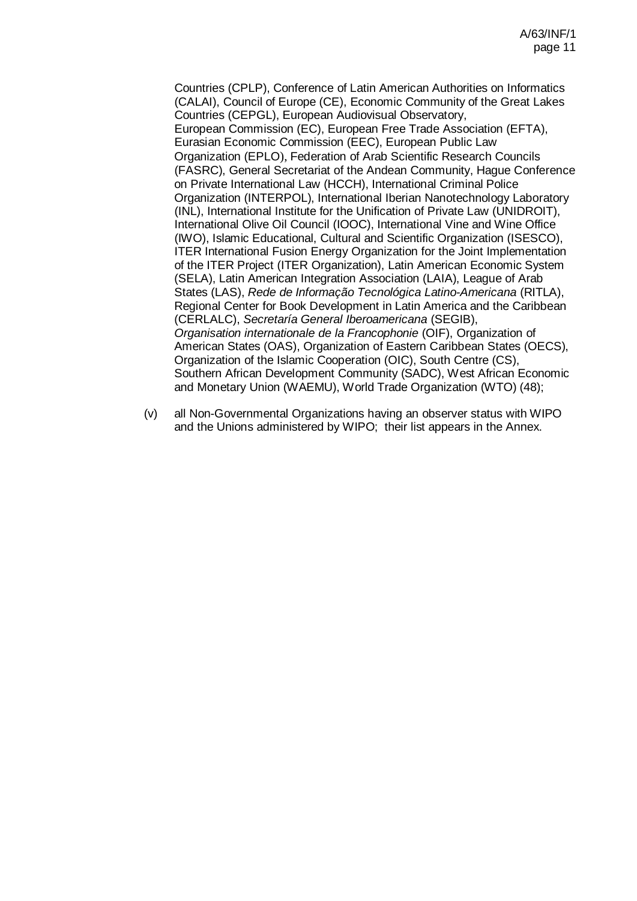Countries (CPLP), Conference of Latin American Authorities on Informatics (CALAI), Council of Europe (CE), Economic Community of the Great Lakes Countries (CEPGL), European Audiovisual Observatory, European Commission (EC), European Free Trade Association (EFTA), Eurasian Economic Commission (EEC), European Public Law Organization (EPLO), Federation of Arab Scientific Research Councils (FASRC), General Secretariat of the Andean Community, Hague Conference on Private International Law (HCCH), International Criminal Police Organization (INTERPOL), International Iberian Nanotechnology Laboratory (INL), International Institute for the Unification of Private Law (UNIDROIT), International Olive Oil Council (IOOC), International Vine and Wine Office (IWO), Islamic Educational, Cultural and Scientific Organization (ISESCO), ITER International Fusion Energy Organization for the Joint Implementation of the ITER Project (ITER Organization), Latin American Economic System (SELA), Latin American Integration Association (LAIA), League of Arab States (LAS), *Rede de Informação Tecnológica Latino-Americana* (RITLA), Regional Center for Book Development in Latin America and the Caribbean (CERLALC), *Secretaría General Iberoamericana* (SEGIB), *Organisation internationale de la Francophonie* (OIF), Organization of American States (OAS), Organization of Eastern Caribbean States (OECS), Organization of the Islamic Cooperation (OIC), South Centre (CS), Southern African Development Community (SADC), West African Economic and Monetary Union (WAEMU), World Trade Organization (WTO) (48);

(v) all Non-Governmental Organizations having an observer status with WIPO and the Unions administered by WIPO; their list appears in the Annex.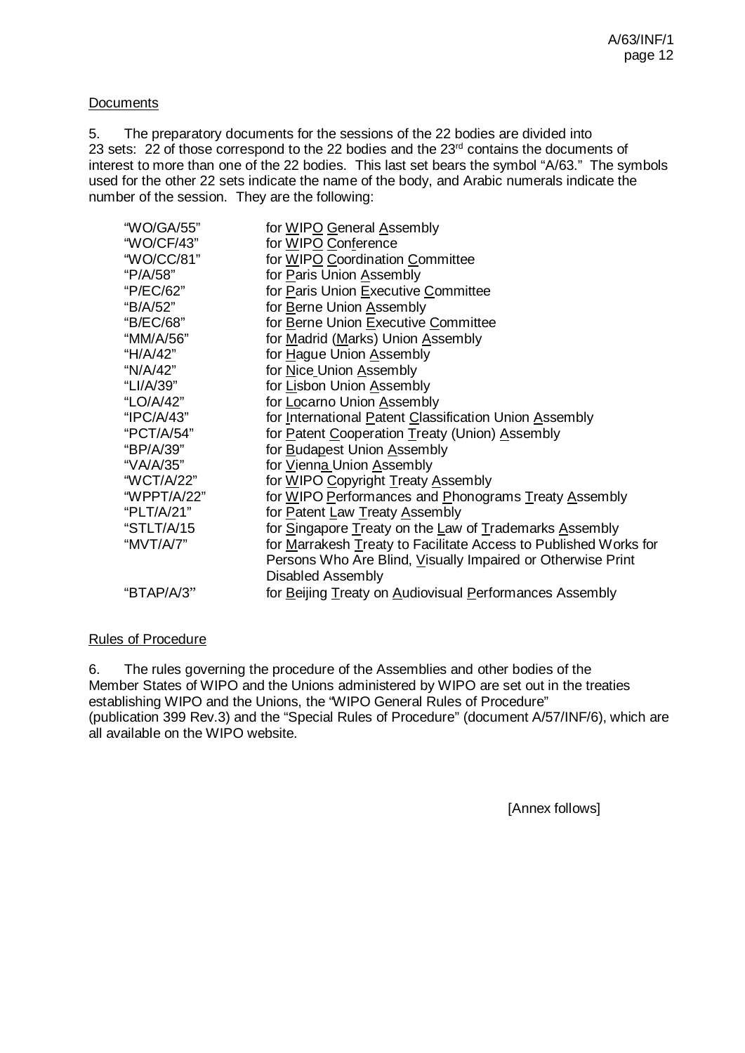Documents

5. The preparatory documents for the sessions of the 22 bodies are divided into 23 sets: 22 of those correspond to the 22 bodies and the 23rd contains the documents of interest to more than one of the 22 bodies. This last set bears the symbol "A/63." The symbols used for the other 22 sets indicate the name of the body, and Arabic numerals indicate the number of the session. They are the following:

| | |
|---|---|
| "WO/GA/55" | for WIPO General Assembly |
| "WO/CF/43" | for WIPO Conference |
| "WO/CC/81" | for WIPO Coordination Committee |
| "P/A/58" | for Paris Union Assembly |
| "P/EC/62" | for Paris Union Executive Committee |
| "B/A/52" | for Berne Union Assembly |
| "B/EC/68" | for Berne Union Executive Committee |
| "MM/A/56" | for Madrid (Marks) Union Assembly |
| "H/A/42" | for Hague Union Assembly |
| "N/A/42" | for Nice Union Assembly |
| "LI/A/39" | for Lisbon Union Assembly |
| "LO/A/42" | for Locarno Union Assembly |
| "IPC/A/43" | for International Patent Classification Union Assembly |
| "PCT/A/54" | for Patent Cooperation Treaty (Union) Assembly |
| "BP/A/39" | for Budapest Union Assembly |
| "VA/A/35" | for Vienna Union Assembly |
| "WCT/A/22" | for WIPO Copyright Treaty Assembly |
| "WPPT/A/22" | for WIPO Performances and Phonograms Treaty Assembly |
| "PLT/A/21" | for Patent Law Treaty Assembly |
| "STLT/A/15 | for Singapore Treaty on the Law of Trademarks Assembly |
| "MVT/A/7" | for Marrakesh Treaty to Facilitate Access to Published Works for Persons Who Are Blind, Visually Impaired or Otherwise Print Disabled Assembly |
| "BTAP/A/3" | for Beijing Treaty on Audiovisual Performances Assembly |

Rules of Procedure

6. The rules governing the procedure of the Assemblies and other bodies of the Member States of WIPO and the Unions administered by WIPO are set out in the treaties establishing WIPO and the Unions, the "WIPO General Rules of Procedure" (publication 399 Rev.3) and the "Special Rules of Procedure" (document A/57/INF/6), which are all available on the WIPO website.

[Annex follows]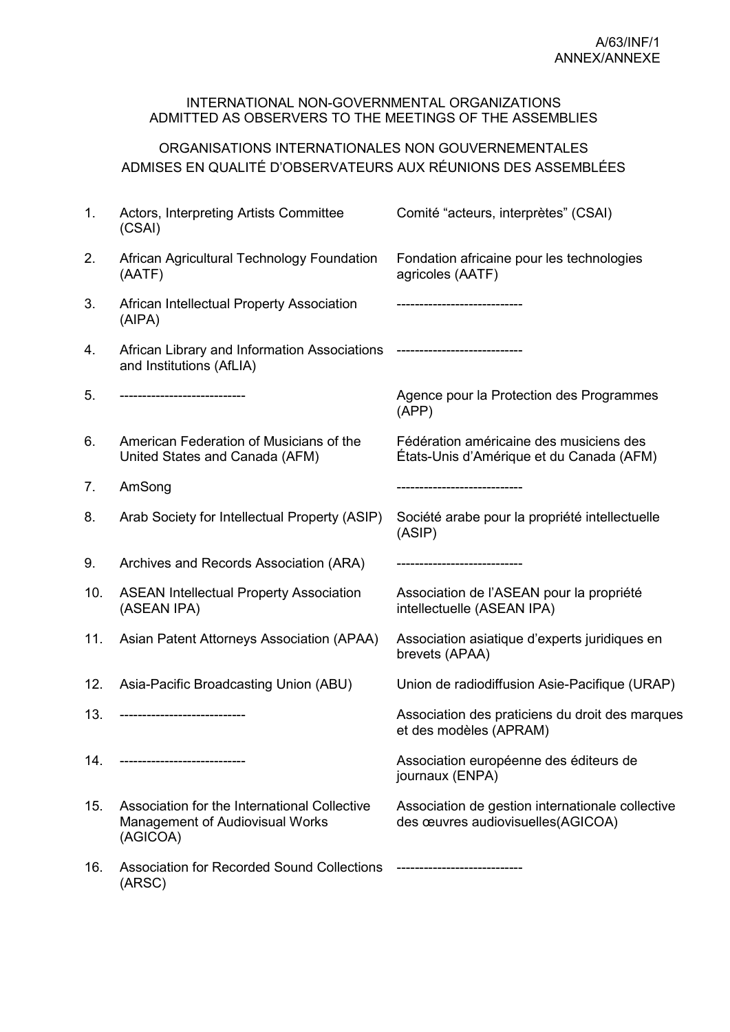A/63/INF/1
ANNEX/ANNEXE

## INTERNATIONAL NON-GOVERNMENTAL ORGANIZATIONS ADMITTED AS OBSERVERS TO THE MEETINGS OF THE ASSEMBLIES

## ORGANISATIONS INTERNATIONALES NON GOUVERNEMENTALES ADMISES EN QUALITÉ D'OBSERVATEURS AUX RÉUNIONS DES ASSEMBLÉES

| | | |
|---|---|---|
| 1. | Actors, Interpreting Artists Committee (CSAI) | Comité "acteurs, interprètes" (CSAI) |
| 2. | African Agricultural Technology Foundation (AATF) | Fondation africaine pour les technologies agricoles (AATF) |
| 3. | African Intellectual Property Association (AIPA) | --------------------------- |
| 4. | African Library and Information Associations and Institutions (AfLIA) | --------------------------- |
| 5. | --------------------------- | Agence pour la Protection des Programmes (APP) |
| 6. | American Federation of Musicians of the United States and Canada (AFM) | Fédération américaine des musiciens des États-Unis d'Amérique et du Canada (AFM) |
| 7. | AmSong | --------------------------- |
| 8. | Arab Society for Intellectual Property (ASIP) | Société arabe pour la propriété intellectuelle (ASIP) |
| 9. | Archives and Records Association (ARA) | --------------------------- |
| 10. | ASEAN Intellectual Property Association (ASEAN IPA) | Association de l'ASEAN pour la propriété intellectuelle (ASEAN IPA) |
| 11. | Asian Patent Attorneys Association (APAA) | Association asiatique d'experts juridiques en brevets (APAA) |
| 12. | Asia-Pacific Broadcasting Union (ABU) | Union de radiodiffusion Asie-Pacifique (URAP) |
| 13. | --------------------------- | Association des praticiens du droit des marques et des modèles (APRAM) |
| 14. | --------------------------- | Association européenne des éditeurs de journaux (ENPA) |
| 15. | Association for the International Collective Management of Audiovisual Works (AGICOA) | Association de gestion internationale collective des œuvres audiovisuelles(AGICOA) |
| 16. | Association for Recorded Sound Collections (ARSC) | --------------------------- |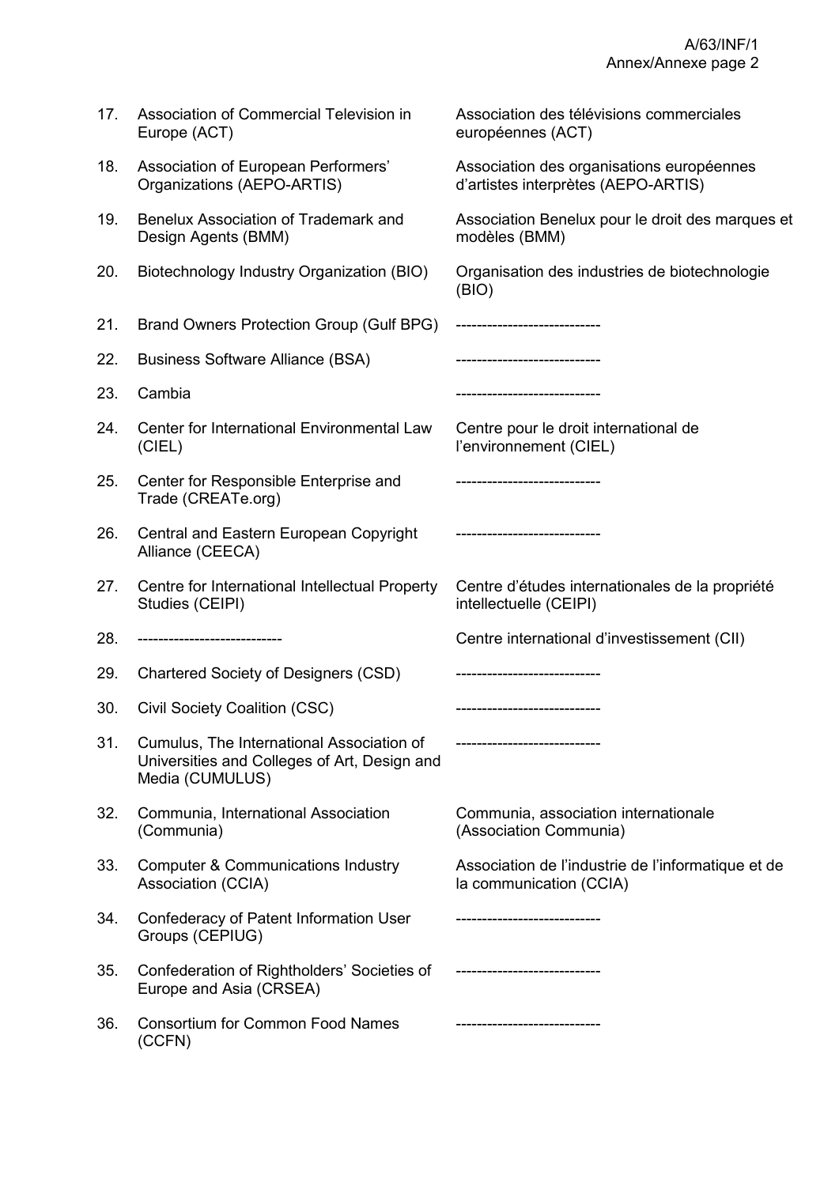| | | |
|---|---|---|
| 17. | Association of Commercial Television in Europe (ACT) | Association des télévisions commerciales européennes (ACT) |
| 18. | Association of European Performers' Organizations (AEPO-ARTIS) | Association des organisations européennes d'artistes interprètes (AEPO-ARTIS) |
| 19. | Benelux Association of Trademark and Design Agents (BMM) | Association Benelux pour le droit des marques et modèles (BMM) |
| 20. | Biotechnology Industry Organization (BIO) | Organisation des industries de biotechnologie (BIO) |
| 21. | Brand Owners Protection Group (Gulf BPG) | ---------------------------- |
| 22. | Business Software Alliance (BSA) | ---------------------------- |
| 23. | Cambia | ---------------------------- |
| 24. | Center for International Environmental Law (CIEL) | Centre pour le droit international de l'environnement (CIEL) |
| 25. | Center for Responsible Enterprise and Trade (CREATe.org) | ---------------------------- |
| 26. | Central and Eastern European Copyright Alliance (CEECA) | ---------------------------- |
| 27. | Centre for International Intellectual Property Studies (CEIPI) | Centre d'études internationales de la propriété intellectuelle (CEIPI) |
| 28. | ---------------------------- | Centre international d'investissement (CII) |
| 29. | Chartered Society of Designers (CSD) | ---------------------------- |
| 30. | Civil Society Coalition (CSC) | ---------------------------- |
| 31. | Cumulus, The International Association of Universities and Colleges of Art, Design and Media (CUMULUS) | ---------------------------- |
| 32. | Communia, International Association (Communia) | Communia, association internationale (Association Communia) |
| 33. | Computer & Communications Industry Association (CCIA) | Association de l'industrie de l'informatique et de la communication (CCIA) |
| 34. | Confederacy of Patent Information User Groups (CEPIUG) | ---------------------------- |
| 35. | Confederation of Rightholders' Societies of Europe and Asia (CRSEA) | ---------------------------- |
| 36. | Consortium for Common Food Names (CCFN) | ---------------------------- |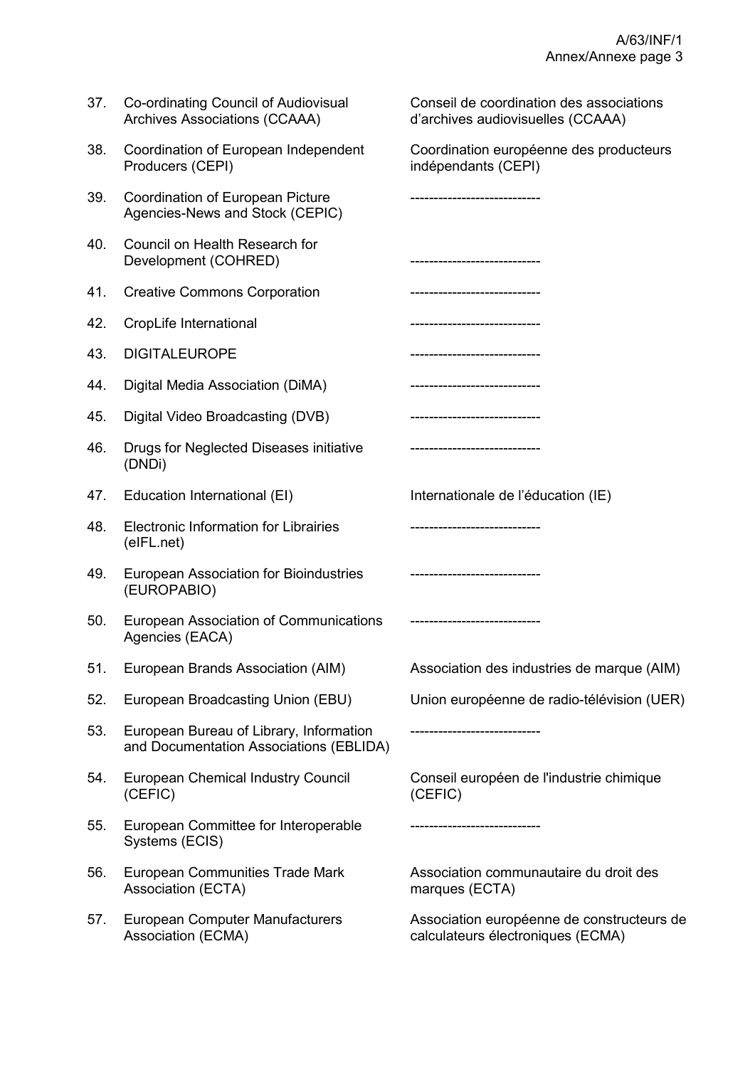| | | |
|---|---|---|
| 37. | Co-ordinating Council of Audiovisual Archives Associations (CCAAA) | Conseil de coordination des associations d'archives audiovisuelles (CCAAA) |
| 38. | Coordination of European Independent Producers (CEPI) | Coordination européenne des producteurs indépendants (CEPI) |
| 39. | Coordination of European Picture Agencies-News and Stock (CEPIC) | ---------------------------- |
| 40. | Council on Health Research for Development (COHRED) | ---------------------------- |
| 41. | Creative Commons Corporation | ---------------------------- |
| 42. | CropLife International | ---------------------------- |
| 43. | DIGITALEUROPE | ---------------------------- |
| 44. | Digital Media Association (DiMA) | ---------------------------- |
| 45. | Digital Video Broadcasting (DVB) | ---------------------------- |
| 46. | Drugs for Neglected Diseases initiative (DNDi) | ---------------------------- |
| 47. | Education International (EI) | Internationale de l'éducation (IE) |
| 48. | Electronic Information for Librairies (eIFL.net) | ---------------------------- |
| 49. | European Association for Bioindustries (EUROPABIO) | ---------------------------- |
| 50. | European Association of Communications Agencies (EACA) | ---------------------------- |
| 51. | European Brands Association (AIM) | Association des industries de marque (AIM) |
| 52. | European Broadcasting Union (EBU) | Union européenne de radio-télévision (UER) |
| 53. | European Bureau of Library, Information and Documentation Associations (EBLIDA) | ---------------------------- |
| 54. | European Chemical Industry Council (CEFIC) | Conseil européen de l'industrie chimique (CEFIC) |
| 55. | European Committee for Interoperable Systems (ECIS) | ---------------------------- |
| 56. | European Communities Trade Mark Association (ECTA) | Association communautaire du droit des marques (ECTA) |
| 57. | European Computer Manufacturers Association (ECMA) | Association européenne de constructeurs de calculateurs électroniques (ECMA) |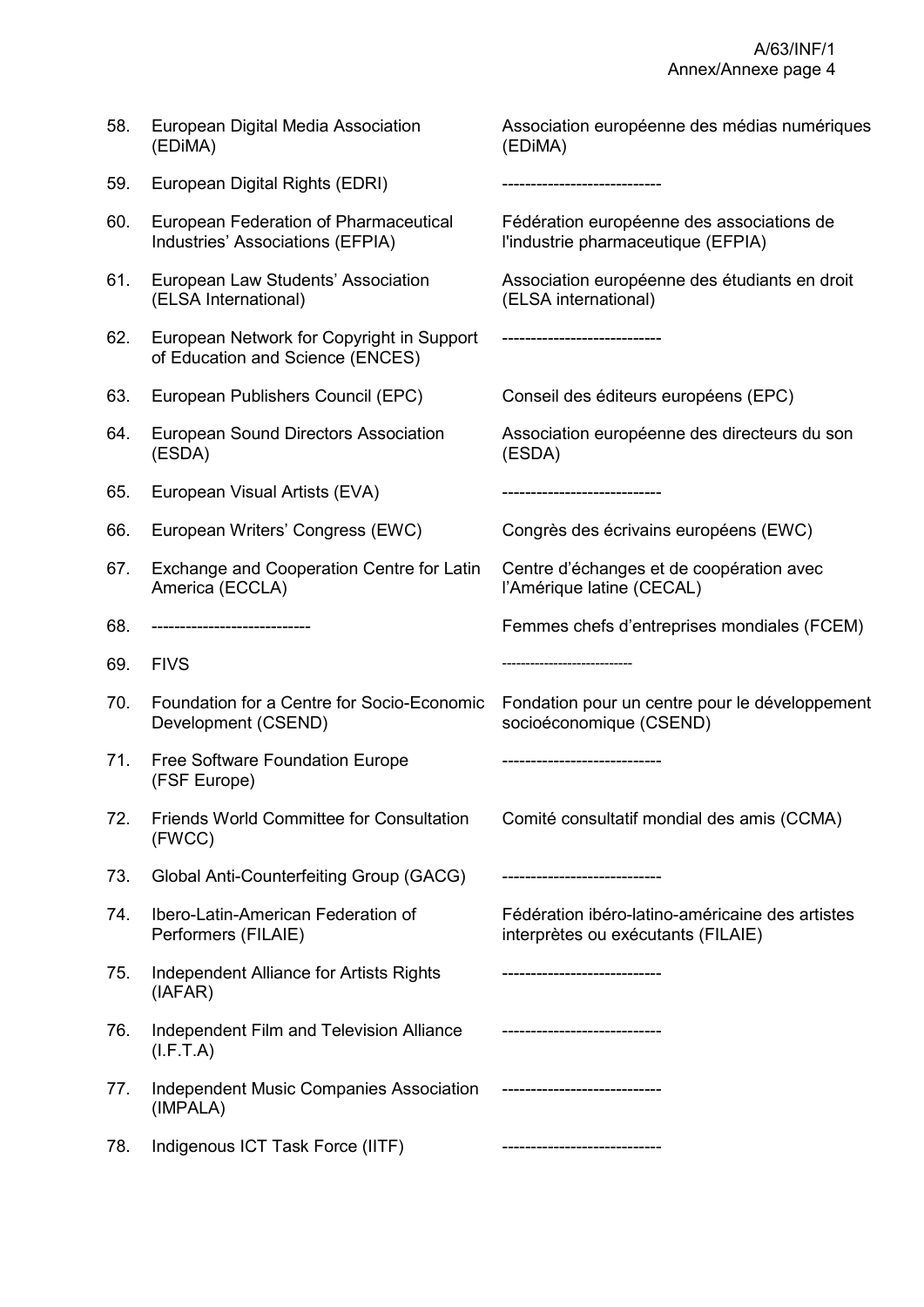| | | |
|---|---|---|
| 58. | European Digital Media Association (EDiMA) | Association européenne des médias numériques (EDiMA) |
| 59. | European Digital Rights (EDRI) | ---------------------------- |
| 60. | European Federation of Pharmaceutical Industries' Associations (EFPIA) | Fédération européenne des associations de l'industrie pharmaceutique (EFPIA) |
| 61. | European Law Students' Association (ELSA International) | Association européenne des étudiants en droit (ELSA international) |
| 62. | European Network for Copyright in Support of Education and Science (ENCES) | ---------------------------- |
| 63. | European Publishers Council (EPC) | Conseil des éditeurs européens (EPC) |
| 64. | European Sound Directors Association (ESDA) | Association européenne des directeurs du son (ESDA) |
| 65. | European Visual Artists (EVA) | ---------------------------- |
| 66. | European Writers' Congress (EWC) | Congrès des écrivains européens (EWC) |
| 67. | Exchange and Cooperation Centre for Latin America (ECCLA) | Centre d'échanges et de coopération avec l'Amérique latine (CECAL) |
| 68. | ---------------------------- | Femmes chefs d'entreprises mondiales (FCEM) |
| 69. | FIVS | ---------------------------- |
| 70. | Foundation for a Centre for Socio-Economic Development (CSEND) | Fondation pour un centre pour le développement socioéconomique (CSEND) |
| 71. | Free Software Foundation Europe (FSF Europe) | ---------------------------- |
| 72. | Friends World Committee for Consultation (FWCC) | Comité consultatif mondial des amis (CCMA) |
| 73. | Global Anti-Counterfeiting Group (GACG) | ---------------------------- |
| 74. | Ibero-Latin-American Federation of Performers (FILAIE) | Fédération ibéro-latino-américaine des artistes interprètes ou exécutants (FILAIE) |
| 75. | Independent Alliance for Artists Rights (IAFAR) | ---------------------------- |
| 76. | Independent Film and Television Alliance (I.F.T.A) | ---------------------------- |
| 77. | Independent Music Companies Association (IMPALA) | ---------------------------- |
| 78. | Indigenous ICT Task Force (IITF) | ---------------------------- |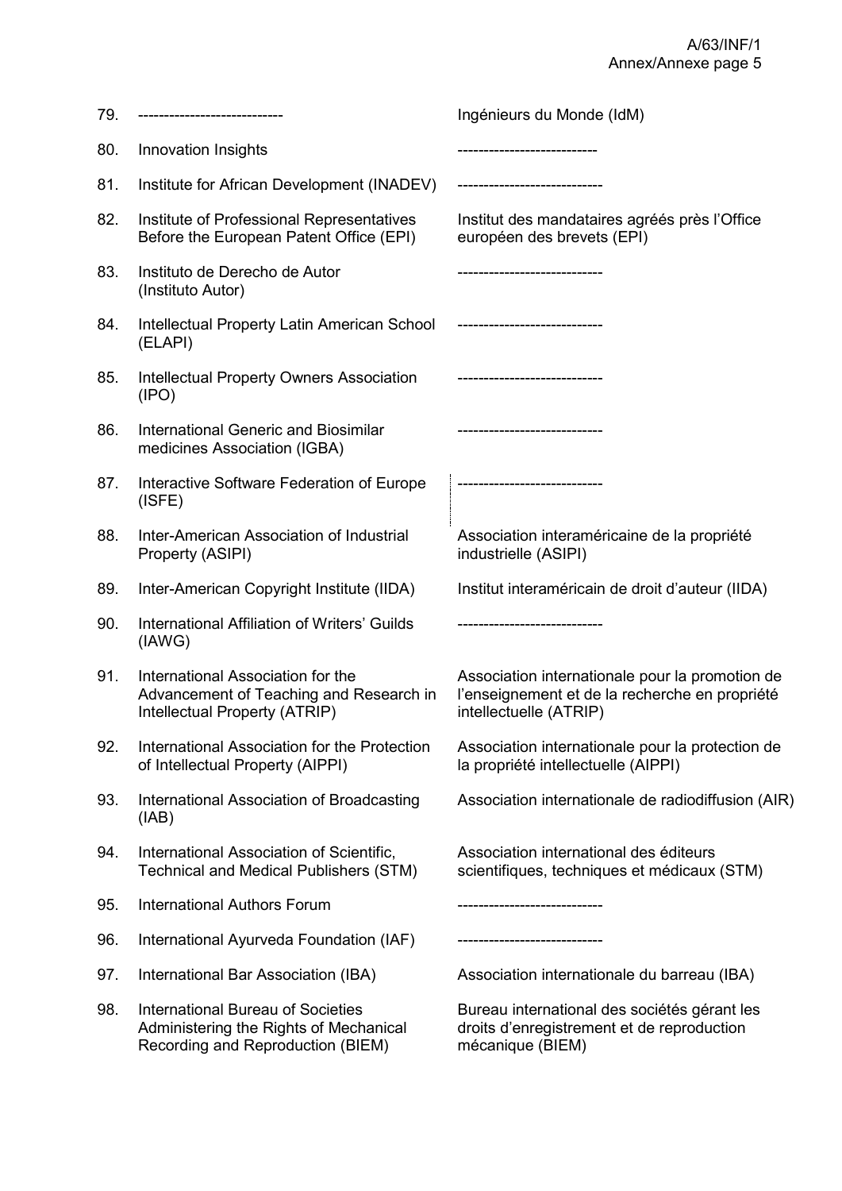| | | |
|---|---|---|
| 79. | ---------------------------- | Ingénieurs du Monde (IdM) |
| 80. | Innovation Insights | --------------------------- |
| 81. | Institute for African Development (INADEV) | ---------------------------- |
| 82. | Institute of Professional Representatives Before the European Patent Office (EPI) | Institut des mandataires agréés près l'Office européen des brevets (EPI) |
| 83. | Instituto de Derecho de Autor (Instituto Autor) | ---------------------------- |
| 84. | Intellectual Property Latin American School (ELAPI) | ---------------------------- |
| 85. | Intellectual Property Owners Association (IPO) | ---------------------------- |
| 86. | International Generic and Biosimilar medicines Association (IGBA) | ---------------------------- |
| 87. | Interactive Software Federation of Europe (ISFE) | ---------------------------- |
| 88. | Inter-American Association of Industrial Property (ASIPI) | Association interaméricaine de la propriété industrielle (ASIPI) |
| 89. | Inter-American Copyright Institute (IIDA) | Institut interaméricain de droit d'auteur (IIDA) |
| 90. | International Affiliation of Writers' Guilds (IAWG) | ---------------------------- |
| 91. | International Association for the Advancement of Teaching and Research in Intellectual Property (ATRIP) | Association internationale pour la promotion de l'enseignement et de la recherche en propriété intellectuelle (ATRIP) |
| 92. | International Association for the Protection of Intellectual Property (AIPPI) | Association internationale pour la protection de la propriété intellectuelle (AIPPI) |
| 93. | International Association of Broadcasting (IAB) | Association internationale de radiodiffusion (AIR) |
| 94. | International Association of Scientific, Technical and Medical Publishers (STM) | Association international des éditeurs scientifiques, techniques et médicaux (STM) |
| 95. | International Authors Forum | ---------------------------- |
| 96. | International Ayurveda Foundation (IAF) | ---------------------------- |
| 97. | International Bar Association (IBA) | Association internationale du barreau (IBA) |
| 98. | International Bureau of Societies Administering the Rights of Mechanical Recording and Reproduction (BIEM) | Bureau international des sociétés gérant les droits d'enregistrement et de reproduction mécanique (BIEM) |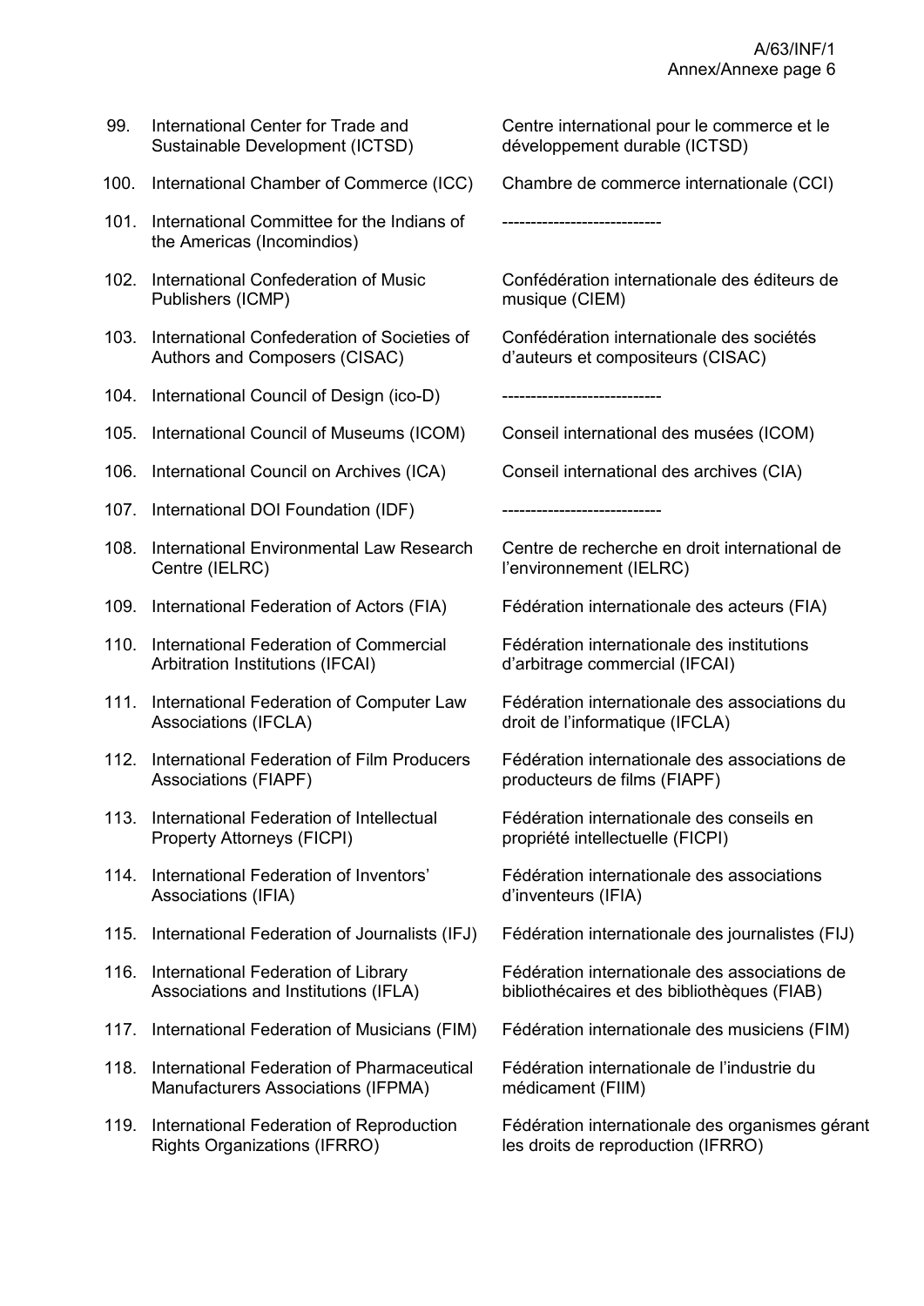| | | |
|---|---|---|
| 99. | International Center for Trade and Sustainable Development (ICTSD) | Centre international pour le commerce et le développement durable (ICTSD) |
| 100. | International Chamber of Commerce (ICC) | Chambre de commerce internationale (CCI) |
| 101. | International Committee for the Indians of the Americas (Incomindios) | ---------------------------- |
| 102. | International Confederation of Music Publishers (ICMP) | Confédération internationale des éditeurs de musique (CIEM) |
| 103. | International Confederation of Societies of Authors and Composers (CISAC) | Confédération internationale des sociétés d'auteurs et compositeurs (CISAC) |
| 104. | International Council of Design (ico-D) | ---------------------------- |
| 105. | International Council of Museums (ICOM) | Conseil international des musées (ICOM) |
| 106. | International Council on Archives (ICA) | Conseil international des archives (CIA) |
| 107. | International DOI Foundation (IDF) | ---------------------------- |
| 108. | International Environmental Law Research Centre (IELRC) | Centre de recherche en droit international de l'environnement (IELRC) |
| 109. | International Federation of Actors (FIA) | Fédération internationale des acteurs (FIA) |
| 110. | International Federation of Commercial Arbitration Institutions (IFCAI) | Fédération internationale des institutions d'arbitrage commercial (IFCAI) |
| 111. | International Federation of Computer Law Associations (IFCLA) | Fédération internationale des associations du droit de l'informatique (IFCLA) |
| 112. | International Federation of Film Producers Associations (FIAPF) | Fédération internationale des associations de producteurs de films (FIAPF) |
| 113. | International Federation of Intellectual Property Attorneys (FICPI) | Fédération internationale des conseils en propriété intellectuelle (FICPI) |
| 114. | International Federation of Inventors' Associations (IFIA) | Fédération internationale des associations d'inventeurs (IFIA) |
| 115. | International Federation of Journalists (IFJ) | Fédération internationale des journalistes (FIJ) |
| 116. | International Federation of Library Associations and Institutions (IFLA) | Fédération internationale des associations de bibliothécaires et des bibliothèques (FIAB) |
| 117. | International Federation of Musicians (FIM) | Fédération internationale des musiciens (FIM) |
| 118. | International Federation of Pharmaceutical Manufacturers Associations (IFPMA) | Fédération internationale de l'industrie du médicament (FIIM) |
| 119. | International Federation of Reproduction Rights Organizations (IFRRO) | Fédération internationale des organismes gérant les droits de reproduction (IFRRO) |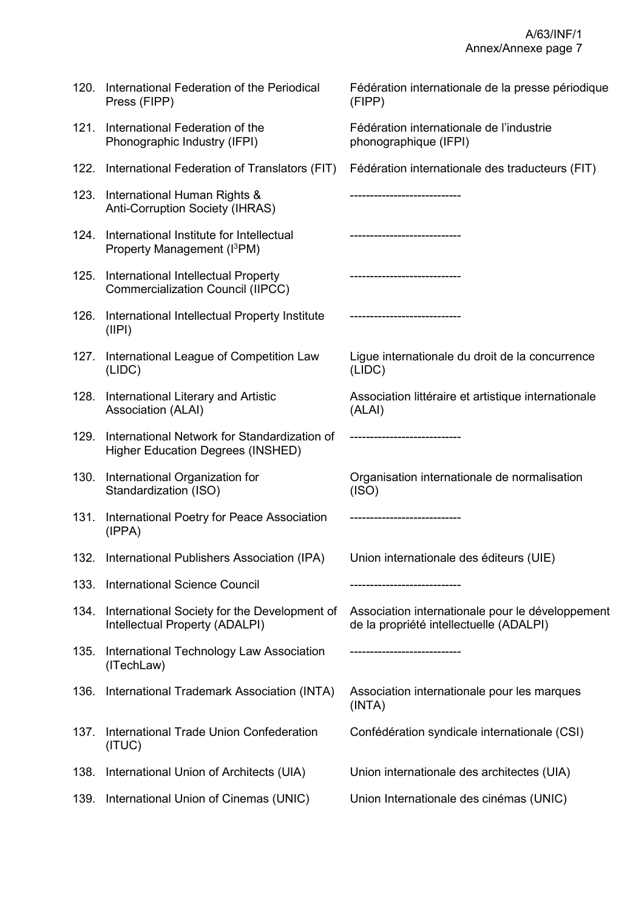| | | |
|---|---|---|
| 120. | International Federation of the Periodical Press (FIPP) | Fédération internationale de la presse périodique (FIPP) |
| 121. | International Federation of the Phonographic Industry (IFPI) | Fédération internationale de l'industrie phonographique (IFPI) |
| 122. | International Federation of Translators (FIT) | Fédération internationale des traducteurs (FIT) |
| 123. | International Human Rights & Anti-Corruption Society (IHRAS) | ---------------------------- |
| 124. | International Institute for Intellectual Property Management ($I^3PM$) | ---------------------------- |
| 125. | International Intellectual Property Commercialization Council (IIPCC) | ---------------------------- |
| 126. | International Intellectual Property Institute (IIPI) | ---------------------------- |
| 127. | International League of Competition Law (LIDC) | Ligue internationale du droit de la concurrence (LIDC) |
| 128. | International Literary and Artistic Association (ALAI) | Association littéraire et artistique internationale (ALAI) |
| 129. | International Network for Standardization of Higher Education Degrees (INSHED) | ---------------------------- |
| 130. | International Organization for Standardization (ISO) | Organisation internationale de normalisation (ISO) |
| 131. | International Poetry for Peace Association (IPPA) | ---------------------------- |
| 132. | International Publishers Association (IPA) | Union internationale des éditeurs (UIE) |
| 133. | International Science Council | ---------------------------- |
| 134. | International Society for the Development of Intellectual Property (ADALPI) | Association internationale pour le développement de la propriété intellectuelle (ADALPI) |
| 135. | International Technology Law Association (ITechLaw) | ---------------------------- |
| 136. | International Trademark Association (INTA) | Association internationale pour les marques (INTA) |
| 137. | International Trade Union Confederation (ITUC) | Confédération syndicale internationale (CSI) |
| 138. | International Union of Architects (UIA) | Union internationale des architectes (UIA) |
| 139. | International Union of Cinemas (UNIC) | Union Internationale des cinémas (UNIC) |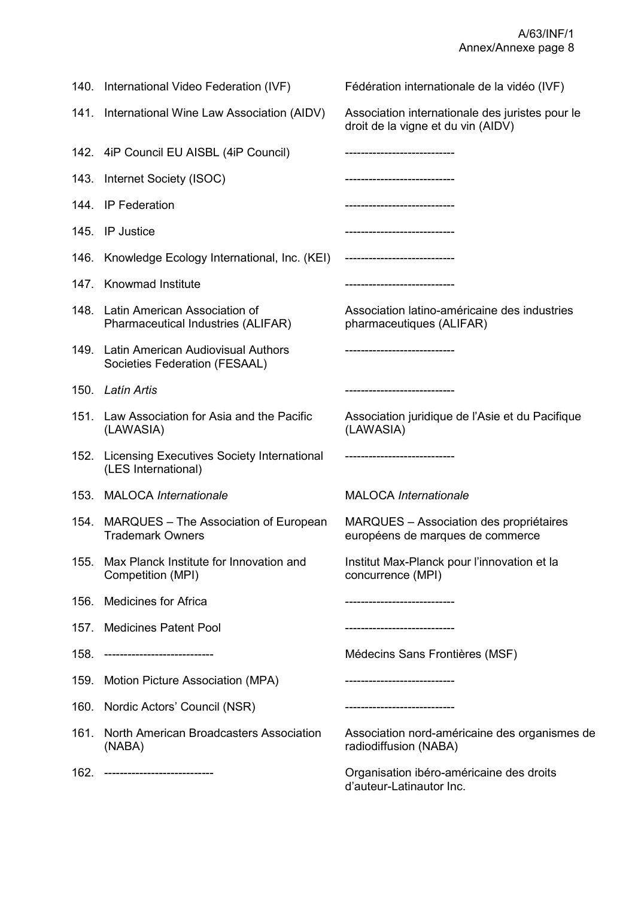| | | |
|---|---|---|
| 140. | International Video Federation (IVF) | Fédération internationale de la vidéo (IVF) |
| 141. | International Wine Law Association (AIDV) | Association internationale des juristes pour le droit de la vigne et du vin (AIDV) |
| 142. | 4iP Council EU AISBL (4iP Council) | ---------------------------- |
| 143. | Internet Society (ISOC) | ---------------------------- |
| 144. | IP Federation | ---------------------------- |
| 145. | IP Justice | ---------------------------- |
| 146. | Knowledge Ecology International, Inc. (KEI) | ---------------------------- |
| 147. | Knowmad Institute | ---------------------------- |
| 148. | Latin American Association of Pharmaceutical Industries (ALIFAR) | Association latino-américaine des industries pharmaceutiques (ALIFAR) |
| 149. | Latin American Audiovisual Authors Societies Federation (FESAAL) | ---------------------------- |
| 150. | *Latín Artis* | ---------------------------- |
| 151. | Law Association for Asia and the Pacific (LAWASIA) | Association juridique de l'Asie et du Pacifique (LAWASIA) |
| 152. | Licensing Executives Society International (LES International) | ---------------------------- |
| 153. | MALOCA *Internationale* | MALOCA *Internationale* |
| 154. | MARQUES – The Association of European Trademark Owners | MARQUES – Association des propriétaires européens de marques de commerce |
| 155. | Max Planck Institute for Innovation and Competition (MPI) | Institut Max-Planck pour l'innovation et la concurrence (MPI) |
| 156. | Medicines for Africa | ---------------------------- |
| 157. | Medicines Patent Pool | ---------------------------- |
| 158. | ---------------------------- | Médecins Sans Frontières (MSF) |
| 159. | Motion Picture Association (MPA) | ---------------------------- |
| 160. | Nordic Actors' Council (NSR) | ---------------------------- |
| 161. | North American Broadcasters Association (NABA) | Association nord-américaine des organismes de radiodiffusion (NABA) |
| 162. | ---------------------------- | Organisation ibéro-américaine des droits d'auteur-Latinautor Inc. |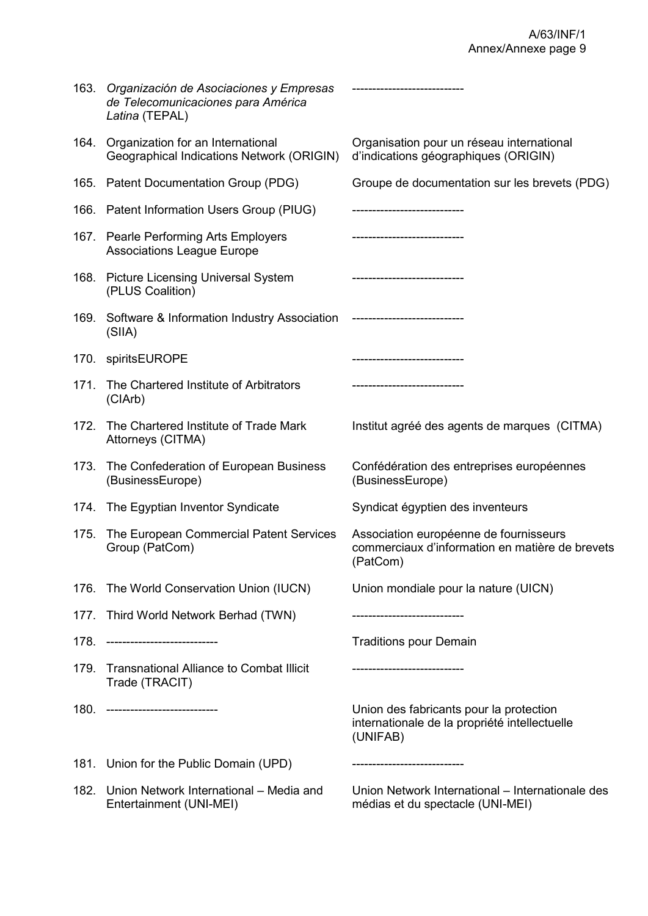| | | |
|---|---|---|
| 163. | *Organización de Asociaciones y Empresas de Telecomunicaciones para América Latina* (TEPAL) | ---------------------------- |
| 164. | Organization for an International Geographical Indications Network (ORIGIN) | Organisation pour un réseau international d'indications géographiques (ORIGIN) |
| 165. | Patent Documentation Group (PDG) | Groupe de documentation sur les brevets (PDG) |
| 166. | Patent Information Users Group (PIUG) | ---------------------------- |
| 167. | Pearle Performing Arts Employers Associations League Europe | ---------------------------- |
| 168. | Picture Licensing Universal System (PLUS Coalition) | ---------------------------- |
| 169. | Software & Information Industry Association (SIIA) | ---------------------------- |
| 170. | spiritsEUROPE | ---------------------------- |
| 171. | The Chartered Institute of Arbitrators (CIArb) | ---------------------------- |
| 172. | The Chartered Institute of Trade Mark Attorneys (CITMA) | Institut agréé des agents de marques (CITMA) |
| 173. | The Confederation of European Business (BusinessEurope) | Confédération des entreprises européennes (BusinessEurope) |
| 174. | The Egyptian Inventor Syndicate | Syndicat égyptien des inventeurs |
| 175. | The European Commercial Patent Services Group (PatCom) | Association européenne de fournisseurs commerciaux d'information en matière de brevets (PatCom) |
| 176. | The World Conservation Union (IUCN) | Union mondiale pour la nature (UICN) |
| 177. | Third World Network Berhad (TWN) | ---------------------------- |
| 178. | ---------------------------- | Traditions pour Demain |
| 179. | Transnational Alliance to Combat Illicit Trade (TRACIT) | ---------------------------- |
| 180. | ---------------------------- | Union des fabricants pour la protection internationale de la propriété intellectuelle (UNIFAB) |
| 181. | Union for the Public Domain (UPD) | ---------------------------- |
| 182. | Union Network International – Media and Entertainment (UNI-MEI) | Union Network International – Internationale des médias et du spectacle (UNI-MEI) |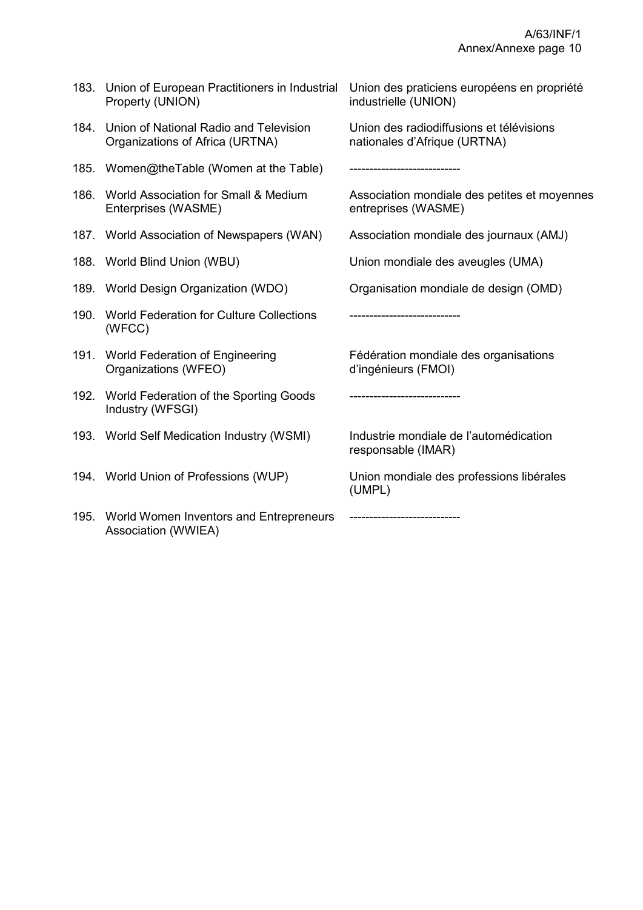| | | |
|---|---|---|
| 183. | Union of European Practitioners in Industrial Property (UNION) | Union des praticiens européens en propriété industrielle (UNION) |
| 184. | Union of National Radio and Television Organizations of Africa (URTNA) | Union des radiodiffusions et télévisions nationales d'Afrique (URTNA) |
| 185. | Women@theTable (Women at the Table) | ---------------------------- |
| 186. | World Association for Small & Medium Enterprises (WASME) | Association mondiale des petites et moyennes entreprises (WASME) |
| 187. | World Association of Newspapers (WAN) | Association mondiale des journaux (AMJ) |
| 188. | World Blind Union (WBU) | Union mondiale des aveugles (UMA) |
| 189. | World Design Organization (WDO) | Organisation mondiale de design (OMD) |
| 190. | World Federation for Culture Collections (WFCC) | ---------------------------- |
| 191. | World Federation of Engineering Organizations (WFEO) | Fédération mondiale des organisations d'ingénieurs (FMOI) |
| 192. | World Federation of the Sporting Goods Industry (WFSGI) | ---------------------------- |
| 193. | World Self Medication Industry (WSMI) | Industrie mondiale de l'automédication responsable (IMAR) |
| 194. | World Union of Professions (WUP) | Union mondiale des professions libérales (UMPL) |
| 195. | World Women Inventors and Entrepreneurs Association (WWIEA) | ---------------------------- |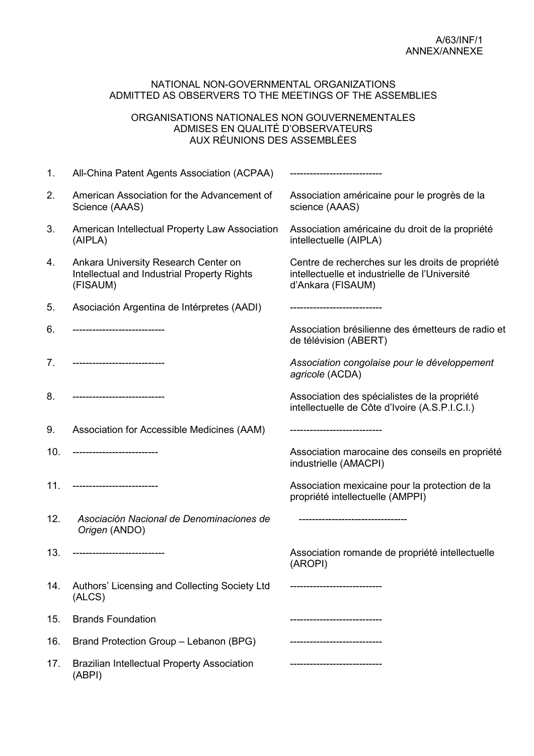A/63/INF/1
ANNEX/ANNEXE

NATIONAL NON-GOVERNMENTAL ORGANIZATIONS
ADMITTED AS OBSERVERS TO THE MEETINGS OF THE ASSEMBLIES

ORGANISATIONS NATIONALES NON GOUVERNEMENTALES
ADMISES EN QUALITÉ D'OBSERVATEURS
AUX RÉUNIONS DES ASSEMBLÉES

| | | |
|---|---|---|
| 1. | All-China Patent Agents Association (ACPAA) | --------------------------- |
| 2. | American Association for the Advancement of Science (AAAS) | Association américaine pour le progrès de la science (AAAS) |
| 3. | American Intellectual Property Law Association (AIPLA) | Association américaine du droit de la propriété intellectuelle (AIPLA) |
| 4. | Ankara University Research Center on Intellectual and Industrial Property Rights (FISAUM) | Centre de recherches sur les droits de propriété intellectuelle et industrielle de l'Université d'Ankara (FISAUM) |
| 5. | Asociación Argentina de Intérpretes (AADI) | --------------------------- |
| 6. | --------------------------- | Association brésilienne des émetteurs de radio et de télévision (ABERT) |
| 7. | --------------------------- | *Association congolaise pour le développement agricole* (ACDA) |
| 8. | --------------------------- | Association des spécialistes de la propriété intellectuelle de Côte d'Ivoire (A.S.P.I.C.I.) |
| 9. | Association for Accessible Medicines (AAM) | --------------------------- |
| 10. | ------------------------- | Association marocaine des conseils en propriété industrielle (AMACPI) |
| 11. | ------------------------- | Association mexicaine pour la protection de la propriété intellectuelle (AMPPI) |
| 12. | *Asociación Nacional de Denominaciones de Origen* (ANDO) | --------------------------------- |
| 13. | --------------------------- | Association romande de propriété intellectuelle (AROPI) |
| 14. | Authors' Licensing and Collecting Society Ltd (ALCS) | --------------------------- |
| 15. | Brands Foundation | --------------------------- |
| 16. | Brand Protection Group – Lebanon (BPG) | --------------------------- |
| 17. | Brazilian Intellectual Property Association (ABPI) | --------------------------- |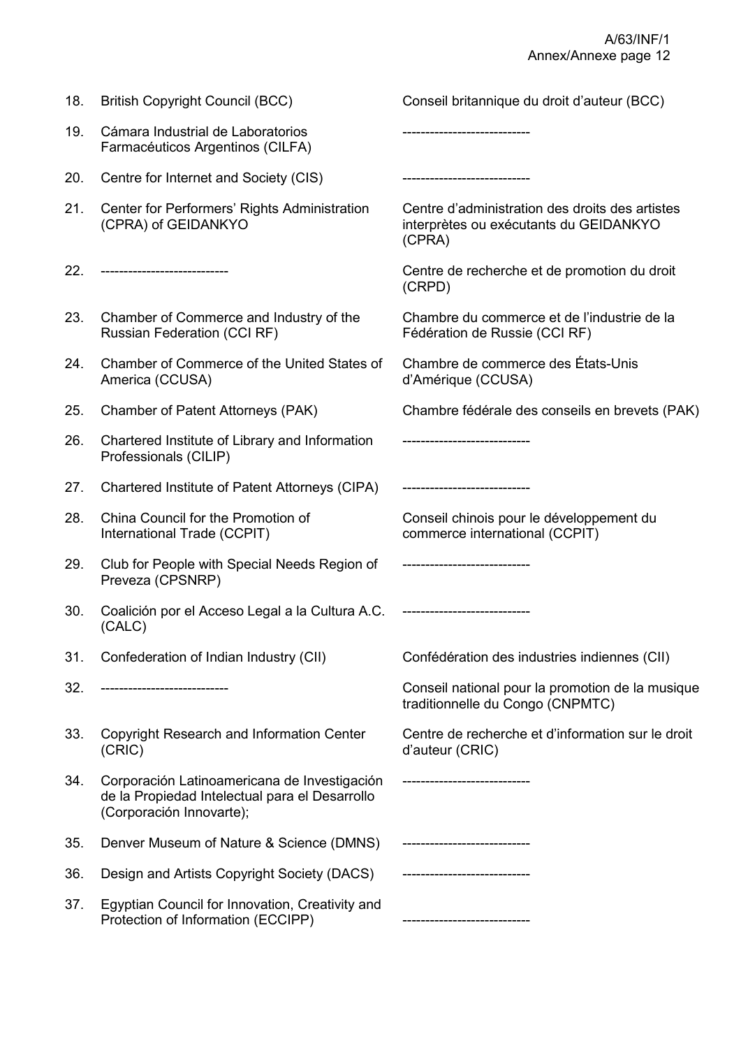| | | |
|---|---|---|
| 18. | British Copyright Council (BCC) | Conseil britannique du droit d'auteur (BCC) |
| 19. | Cámara Industrial de Laboratorios Farmacéuticos Argentinos (CILFA) | --------------------------- |
| 20. | Centre for Internet and Society (CIS) | --------------------------- |
| 21. | Center for Performers' Rights Administration (CPRA) of GEIDANKYO | Centre d'administration des droits des artistes interprètes ou exécutants du GEIDANKYO (CPRA) |
| 22. | --------------------------- | Centre de recherche et de promotion du droit (CRPD) |
| 23. | Chamber of Commerce and Industry of the Russian Federation (CCI RF) | Chambre du commerce et de l'industrie de la Fédération de Russie (CCI RF) |
| 24. | Chamber of Commerce of the United States of America (CCUSA) | Chambre de commerce des États-Unis d'Amérique (CCUSA) |
| 25. | Chamber of Patent Attorneys (PAK) | Chambre fédérale des conseils en brevets (PAK) |
| 26. | Chartered Institute of Library and Information Professionals (CILIP) | --------------------------- |
| 27. | Chartered Institute of Patent Attorneys (CIPA) | --------------------------- |
| 28. | China Council for the Promotion of International Trade (CCPIT) | Conseil chinois pour le développement du commerce international (CCPIT) |
| 29. | Club for People with Special Needs Region of Preveza (CPSNRP) | --------------------------- |
| 30. | Coalición por el Acceso Legal a la Cultura A.C. (CALC) | --------------------------- |
| 31. | Confederation of Indian Industry (CII) | Confédération des industries indiennes (CII) |
| 32. | --------------------------- | Conseil national pour la promotion de la musique traditionnelle du Congo (CNPMTC) |
| 33. | Copyright Research and Information Center (CRIC) | Centre de recherche et d'information sur le droit d'auteur (CRIC) |
| 34. | Corporación Latinoamericana de Investigación de la Propiedad Intelectual para el Desarrollo (Corporación Innovarte); | --------------------------- |
| 35. | Denver Museum of Nature & Science (DMNS) | --------------------------- |
| 36. | Design and Artists Copyright Society (DACS) | --------------------------- |
| 37. | Egyptian Council for Innovation, Creativity and Protection of Information (ECCIPP) | --------------------------- |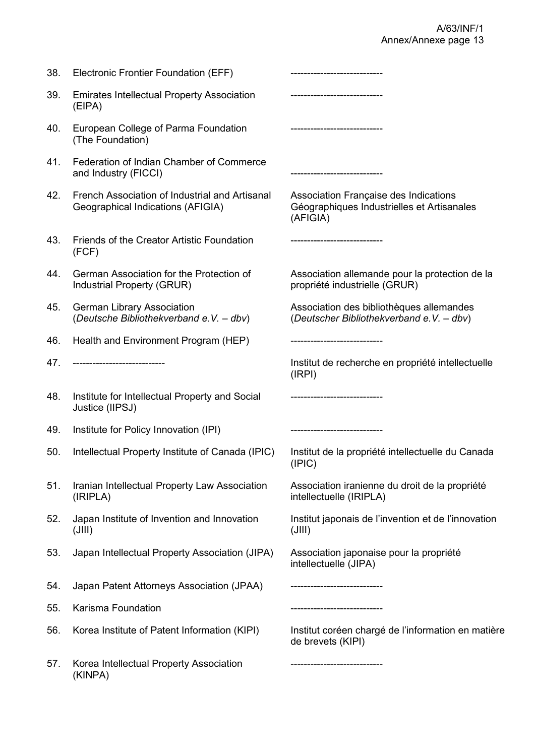| | | |
|---|---|---|
| 38. | Electronic Frontier Foundation (EFF) | --------------------------- |
| 39. | Emirates Intellectual Property Association (EIPA) | --------------------------- |
| 40. | European College of Parma Foundation (The Foundation) | --------------------------- |
| 41. | Federation of Indian Chamber of Commerce and Industry (FICCI) | --------------------------- |
| 42. | French Association of Industrial and Artisanal Geographical Indications (AFIGIA) | Association Française des Indications Géographiques Industrielles et Artisanales (AFIGIA) |
| 43. | Friends of the Creator Artistic Foundation (FCF) | --------------------------- |
| 44. | German Association for the Protection of Industrial Property (GRUR) | Association allemande pour la protection de la propriété industrielle (GRUR) |
| 45. | German Library Association (*Deutsche Bibliothekverband e.V. – dbv*) | Association des bibliothèques allemandes (*Deutscher Bibliothekverband e.V. – dbv*) |
| 46. | Health and Environment Program (HEP) | --------------------------- |
| 47. | --------------------------- | Institut de recherche en propriété intellectuelle (IRPI) |
| 48. | Institute for Intellectual Property and Social Justice (IIPSJ) | --------------------------- |
| 49. | Institute for Policy Innovation (IPI) | --------------------------- |
| 50. | Intellectual Property Institute of Canada (IPIC) | Institut de la propriété intellectuelle du Canada (IPIC) |
| 51. | Iranian Intellectual Property Law Association (IRIPLA) | Association iranienne du droit de la propriété intellectuelle (IRIPLA) |
| 52. | Japan Institute of Invention and Innovation (JIII) | Institut japonais de l'invention et de l'innovation (JIII) |
| 53. | Japan Intellectual Property Association (JIPA) | Association japonaise pour la propriété intellectuelle (JIPA) |
| 54. | Japan Patent Attorneys Association (JPAA) | --------------------------- |
| 55. | Karisma Foundation | --------------------------- |
| 56. | Korea Institute of Patent Information (KIPI) | Institut coréen chargé de l'information en matière de brevets (KIPI) |
| 57. | Korea Intellectual Property Association (KINPA) | --------------------------- |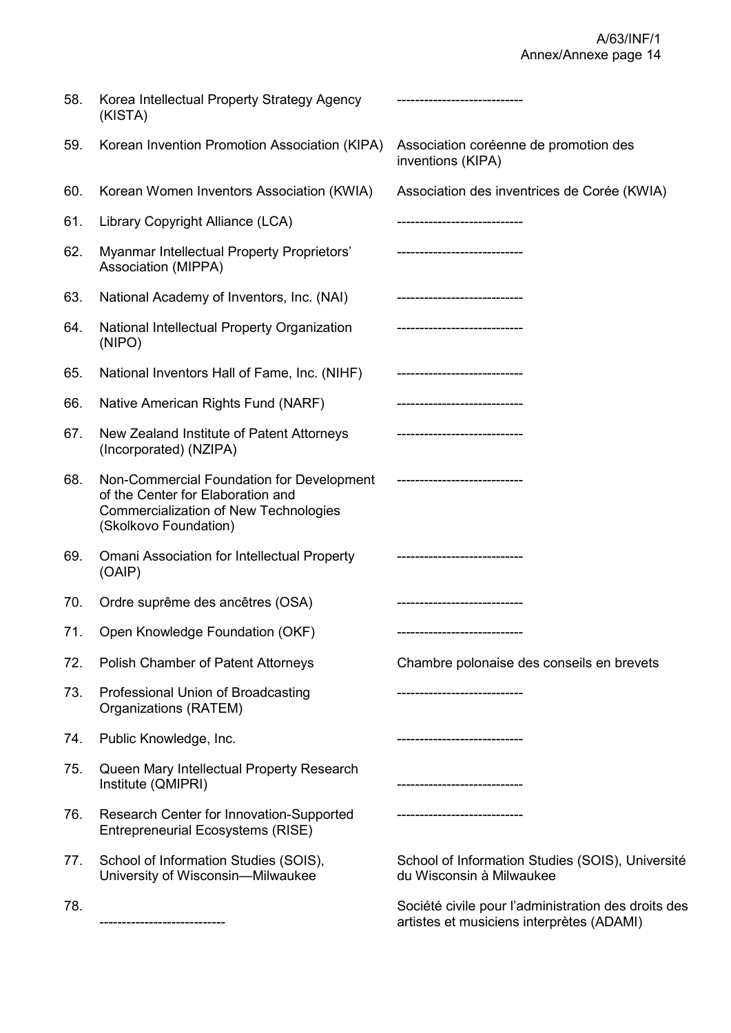| | | |
|---|---|---|
| 58. | Korea Intellectual Property Strategy Agency (KISTA) | ---------------------------- |
| 59. | Korean Invention Promotion Association (KIPA) | Association coréenne de promotion des inventions (KIPA) |
| 60. | Korean Women Inventors Association (KWIA) | Association des inventrices de Corée (KWIA) |
| 61. | Library Copyright Alliance (LCA) | ---------------------------- |
| 62. | Myanmar Intellectual Property Proprietors' Association (MIPPA) | ---------------------------- |
| 63. | National Academy of Inventors, Inc. (NAI) | ---------------------------- |
| 64. | National Intellectual Property Organization (NIPO) | ---------------------------- |
| 65. | National Inventors Hall of Fame, Inc. (NIHF) | ---------------------------- |
| 66. | Native American Rights Fund (NARF) | ---------------------------- |
| 67. | New Zealand Institute of Patent Attorneys (Incorporated) (NZIPA) | ---------------------------- |
| 68. | Non-Commercial Foundation for Development of the Center for Elaboration and Commercialization of New Technologies (Skolkovo Foundation) | ---------------------------- |
| 69. | Omani Association for Intellectual Property (OAIP) | ---------------------------- |
| 70. | Ordre suprême des ancêtres (OSA) | ---------------------------- |
| 71. | Open Knowledge Foundation (OKF) | ---------------------------- |
| 72. | Polish Chamber of Patent Attorneys | Chambre polonaise des conseils en brevets |
| 73. | Professional Union of Broadcasting Organizations (RATEM) | ---------------------------- |
| 74. | Public Knowledge, Inc. | ---------------------------- |
| 75. | Queen Mary Intellectual Property Research Institute (QMIPRI) | ---------------------------- |
| 76. | Research Center for Innovation-Supported Entrepreneurial Ecosystems (RISE) | ---------------------------- |
| 77. | School of Information Studies (SOIS), University of Wisconsin—Milwaukee | School of Information Studies (SOIS), Université du Wisconsin à Milwaukee |
| 78. | ---------------------------- | Société civile pour l'administration des droits des artistes et musiciens interprètes (ADAMI) |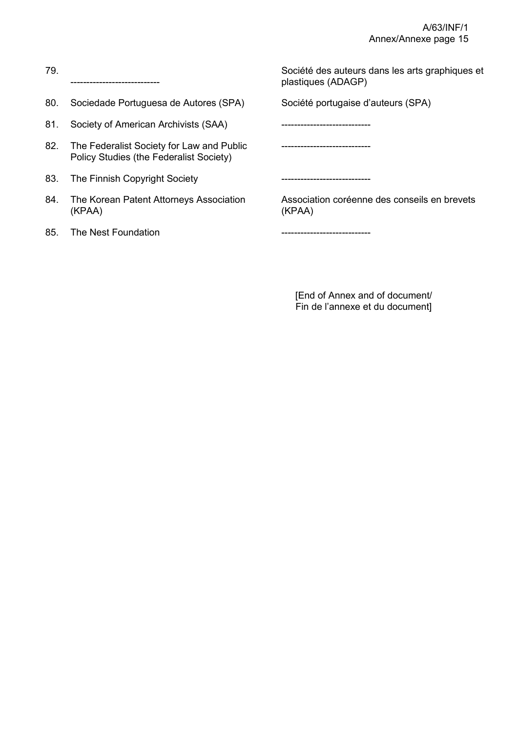| | | |
|---|---|---|
| 79. | --------------------------- | Société des auteurs dans les arts graphiques et plastiques (ADAGP) |
| 80. | Sociedade Portuguesa de Autores (SPA) | Société portugaise d'auteurs (SPA) |
| 81. | Society of American Archivists (SAA) | --------------------------- |
| 82. | The Federalist Society for Law and Public Policy Studies (the Federalist Society) | --------------------------- |
| 83. | The Finnish Copyright Society | --------------------------- |
| 84. | The Korean Patent Attorneys Association (KPAA) | Association coréenne des conseils en brevets (KPAA) |
| 85. | The Nest Foundation | --------------------------- |

[End of Annex and of document/
Fin de l'annexe et du document]